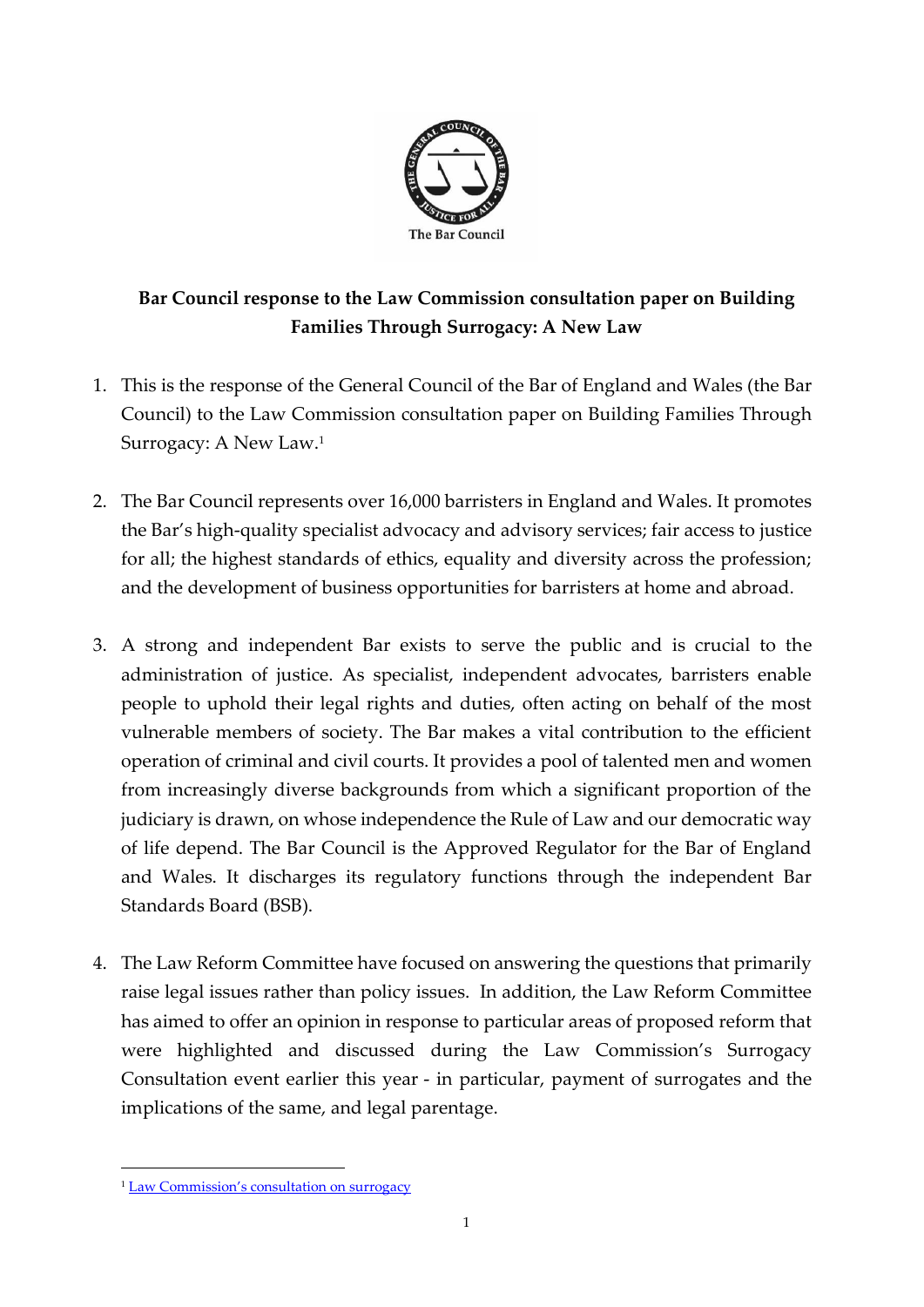The Bar Council

**Bar Council response to the Law Commission consultation paper on Building Families Through Surrogacy: A New Law**

1. This is the response of the General Council of the Bar of England and Wales (the Bar Council) to the Law Commission consultation paper on Building Families Through Surrogacy: A New Law.[1]

2. The Bar Council represents over 16,000 barristers in England and Wales. It promotes the Bar's high-quality specialist advocacy and advisory services; fair access to justice for all; the highest standards of ethics, equality and diversity across the profession; and the development of business opportunities for barristers at home and abroad.

3. A strong and independent Bar exists to serve the public and is crucial to the administration of justice. As specialist, independent advocates, barristers enable people to uphold their legal rights and duties, often acting on behalf of the most vulnerable members of society. The Bar makes a vital contribution to the efficient operation of criminal and civil courts. It provides a pool of talented men and women from increasingly diverse backgrounds from which a significant proportion of the judiciary is drawn, on whose independence the Rule of Law and our democratic way of life depend. The Bar Council is the Approved Regulator for the Bar of England and Wales. It discharges its regulatory functions through the independent Bar Standards Board (BSB).

4. The Law Reform Committee have focused on answering the questions that primarily raise legal issues rather than policy issues. In addition, the Law Reform Committee has aimed to offer an opinion in response to particular areas of proposed reform that were highlighted and discussed during the Law Commission's Surrogacy Consultation event earlier this year - in particular, payment of surrogates and the implications of the same, and legal parentage.

[1] Law Commission's consultation on surrogacy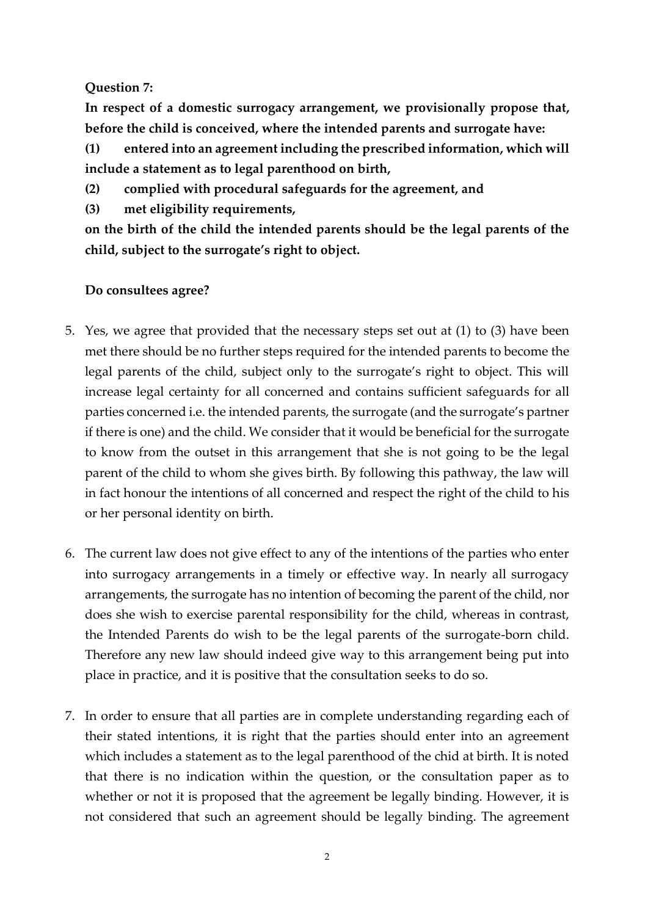**Question 7:**

**In respect of a domestic surrogacy arrangement, we provisionally propose that, before the child is conceived, where the intended parents and surrogate have:**

**(1) entered into an agreement including the prescribed information, which will include a statement as to legal parenthood on birth,**

**(2) complied with procedural safeguards for the agreement, and**

**(3) met eligibility requirements,**

**on the birth of the child the intended parents should be the legal parents of the child, subject to the surrogate's right to object.**

**Do consultees agree?**

5. Yes, we agree that provided that the necessary steps set out at (1) to (3) have been met there should be no further steps required for the intended parents to become the legal parents of the child, subject only to the surrogate's right to object. This will increase legal certainty for all concerned and contains sufficient safeguards for all parties concerned i.e. the intended parents, the surrogate (and the surrogate's partner if there is one) and the child. We consider that it would be beneficial for the surrogate to know from the outset in this arrangement that she is not going to be the legal parent of the child to whom she gives birth. By following this pathway, the law will in fact honour the intentions of all concerned and respect the right of the child to his or her personal identity on birth.

6. The current law does not give effect to any of the intentions of the parties who enter into surrogacy arrangements in a timely or effective way. In nearly all surrogacy arrangements, the surrogate has no intention of becoming the parent of the child, nor does she wish to exercise parental responsibility for the child, whereas in contrast, the Intended Parents do wish to be the legal parents of the surrogate-born child. Therefore any new law should indeed give way to this arrangement being put into place in practice, and it is positive that the consultation seeks to do so.

7. In order to ensure that all parties are in complete understanding regarding each of their stated intentions, it is right that the parties should enter into an agreement which includes a statement as to the legal parenthood of the chid at birth. It is noted that there is no indication within the question, or the consultation paper as to whether or not it is proposed that the agreement be legally binding. However, it is not considered that such an agreement should be legally binding. The agreement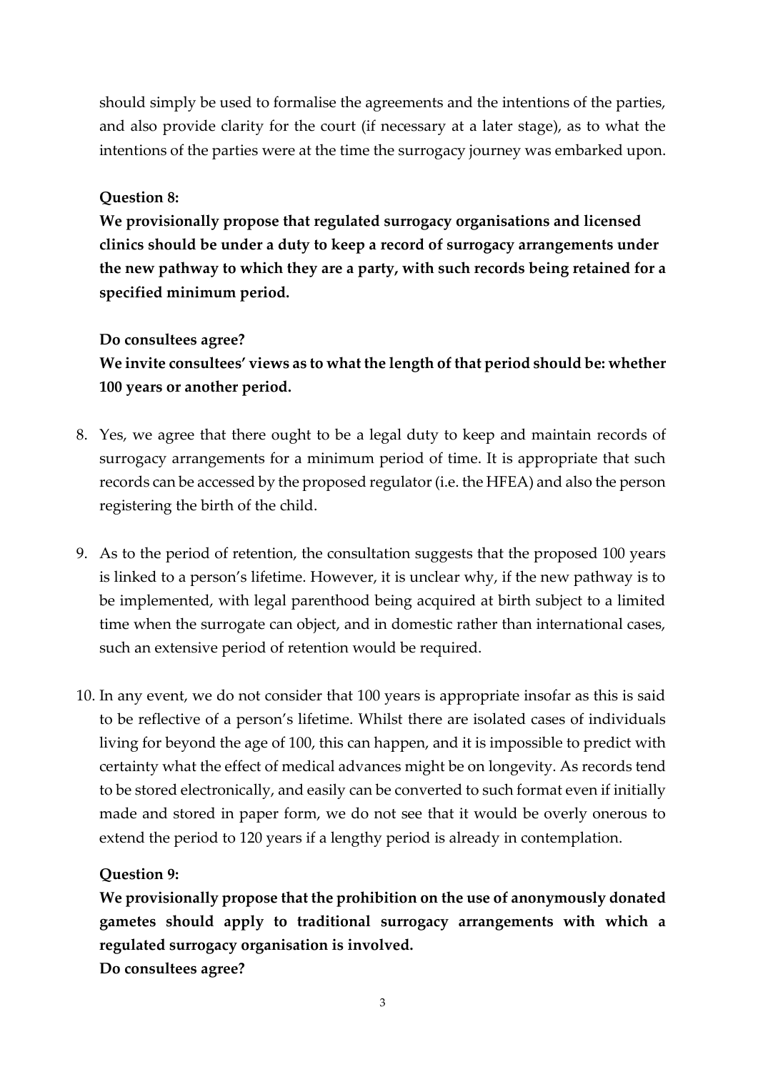should simply be used to formalise the agreements and the intentions of the parties, and also provide clarity for the court (if necessary at a later stage), as to what the intentions of the parties were at the time the surrogacy journey was embarked upon.

**Question 8:**

**We provisionally propose that regulated surrogacy organisations and licensed clinics should be under a duty to keep a record of surrogacy arrangements under the new pathway to which they are a party, with such records being retained for a specified minimum period.**

**Do consultees agree?**

**We invite consultees' views as to what the length of that period should be: whether 100 years or another period.**

8. Yes, we agree that there ought to be a legal duty to keep and maintain records of surrogacy arrangements for a minimum period of time. It is appropriate that such records can be accessed by the proposed regulator (i.e. the HFEA) and also the person registering the birth of the child.

9. As to the period of retention, the consultation suggests that the proposed 100 years is linked to a person's lifetime. However, it is unclear why, if the new pathway is to be implemented, with legal parenthood being acquired at birth subject to a limited time when the surrogate can object, and in domestic rather than international cases, such an extensive period of retention would be required.

10. In any event, we do not consider that 100 years is appropriate insofar as this is said to be reflective of a person's lifetime. Whilst there are isolated cases of individuals living for beyond the age of 100, this can happen, and it is impossible to predict with certainty what the effect of medical advances might be on longevity. As records tend to be stored electronically, and easily can be converted to such format even if initially made and stored in paper form, we do not see that it would be overly onerous to extend the period to 120 years if a lengthy period is already in contemplation.

**Question 9:**

**We provisionally propose that the prohibition on the use of anonymously donated gametes should apply to traditional surrogacy arrangements with which a regulated surrogacy organisation is involved.**

**Do consultees agree?**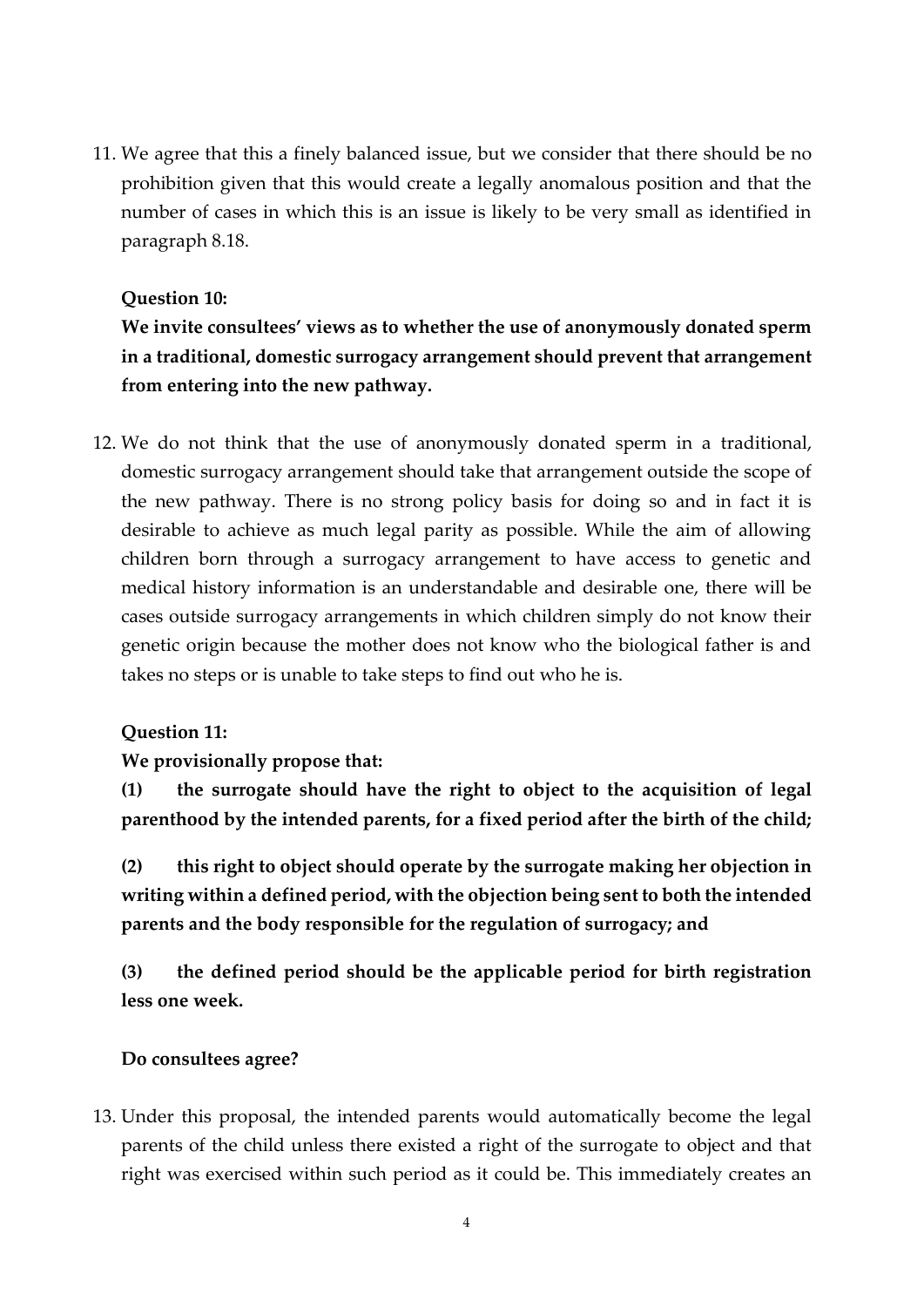11. We agree that this a finely balanced issue, but we consider that there should be no prohibition given that this would create a legally anomalous position and that the number of cases in which this is an issue is likely to be very small as identified in paragraph 8.18.

**Question 10:**

**We invite consultees' views as to whether the use of anonymously donated sperm in a traditional, domestic surrogacy arrangement should prevent that arrangement from entering into the new pathway.**

12. We do not think that the use of anonymously donated sperm in a traditional, domestic surrogacy arrangement should take that arrangement outside the scope of the new pathway. There is no strong policy basis for doing so and in fact it is desirable to achieve as much legal parity as possible. While the aim of allowing children born through a surrogacy arrangement to have access to genetic and medical history information is an understandable and desirable one, there will be cases outside surrogacy arrangements in which children simply do not know their genetic origin because the mother does not know who the biological father is and takes no steps or is unable to take steps to find out who he is.

**Question 11:**

**We provisionally propose that:**

**(1) the surrogate should have the right to object to the acquisition of legal parenthood by the intended parents, for a fixed period after the birth of the child;**

**(2) this right to object should operate by the surrogate making her objection in writing within a defined period, with the objection being sent to both the intended parents and the body responsible for the regulation of surrogacy; and**

**(3) the defined period should be the applicable period for birth registration less one week.**

**Do consultees agree?**

13. Under this proposal, the intended parents would automatically become the legal parents of the child unless there existed a right of the surrogate to object and that right was exercised within such period as it could be. This immediately creates an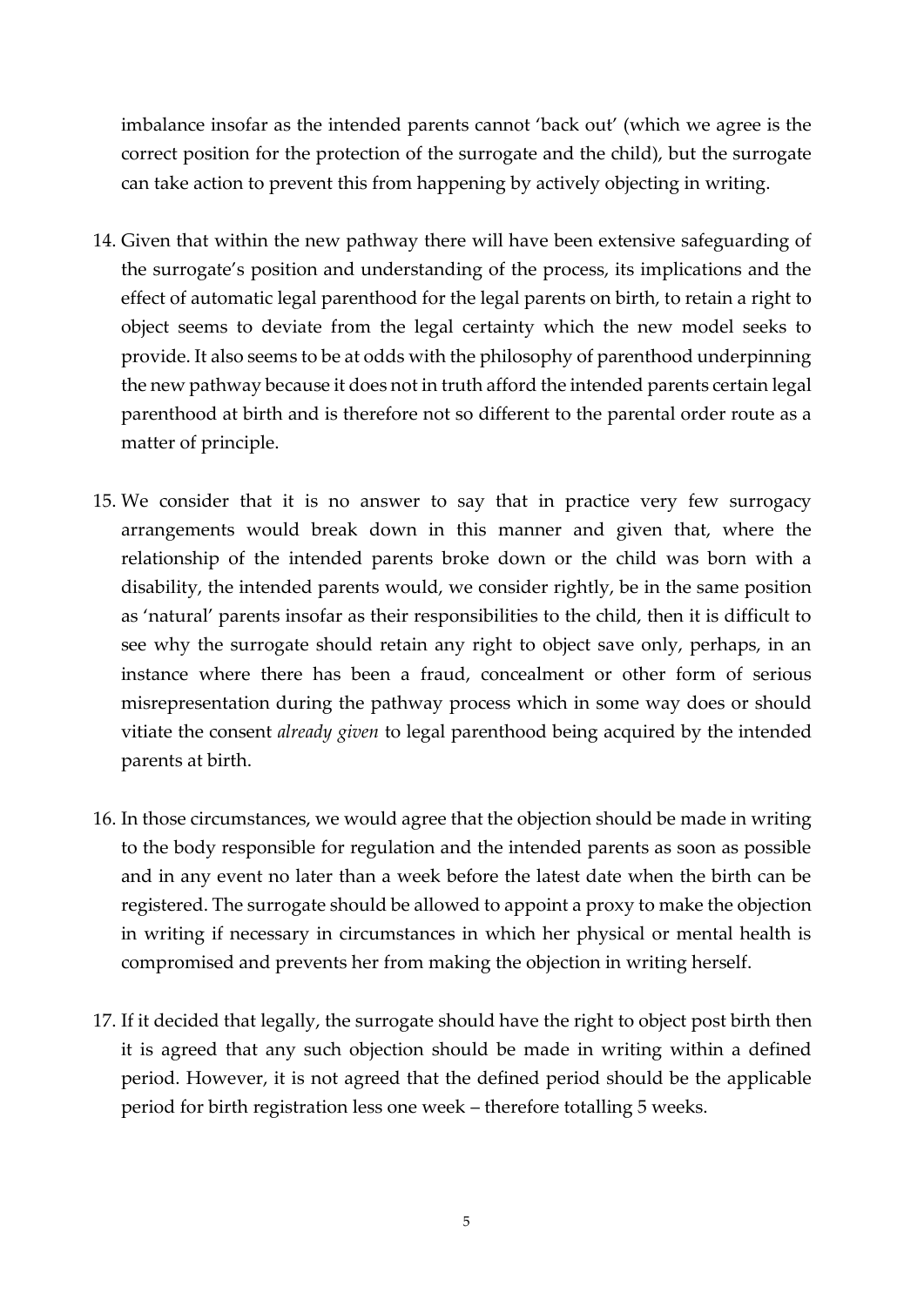imbalance insofar as the intended parents cannot 'back out' (which we agree is the correct position for the protection of the surrogate and the child), but the surrogate can take action to prevent this from happening by actively objecting in writing.

14. Given that within the new pathway there will have been extensive safeguarding of the surrogate's position and understanding of the process, its implications and the effect of automatic legal parenthood for the legal parents on birth, to retain a right to object seems to deviate from the legal certainty which the new model seeks to provide. It also seems to be at odds with the philosophy of parenthood underpinning the new pathway because it does not in truth afford the intended parents certain legal parenthood at birth and is therefore not so different to the parental order route as a matter of principle.

15. We consider that it is no answer to say that in practice very few surrogacy arrangements would break down in this manner and given that, where the relationship of the intended parents broke down or the child was born with a disability, the intended parents would, we consider rightly, be in the same position as 'natural' parents insofar as their responsibilities to the child, then it is difficult to see why the surrogate should retain any right to object save only, perhaps, in an instance where there has been a fraud, concealment or other form of serious misrepresentation during the pathway process which in some way does or should vitiate the consent *already given* to legal parenthood being acquired by the intended parents at birth.

16. In those circumstances, we would agree that the objection should be made in writing to the body responsible for regulation and the intended parents as soon as possible and in any event no later than a week before the latest date when the birth can be registered. The surrogate should be allowed to appoint a proxy to make the objection in writing if necessary in circumstances in which her physical or mental health is compromised and prevents her from making the objection in writing herself.

17. If it decided that legally, the surrogate should have the right to object post birth then it is agreed that any such objection should be made in writing within a defined period. However, it is not agreed that the defined period should be the applicable period for birth registration less one week – therefore totalling 5 weeks.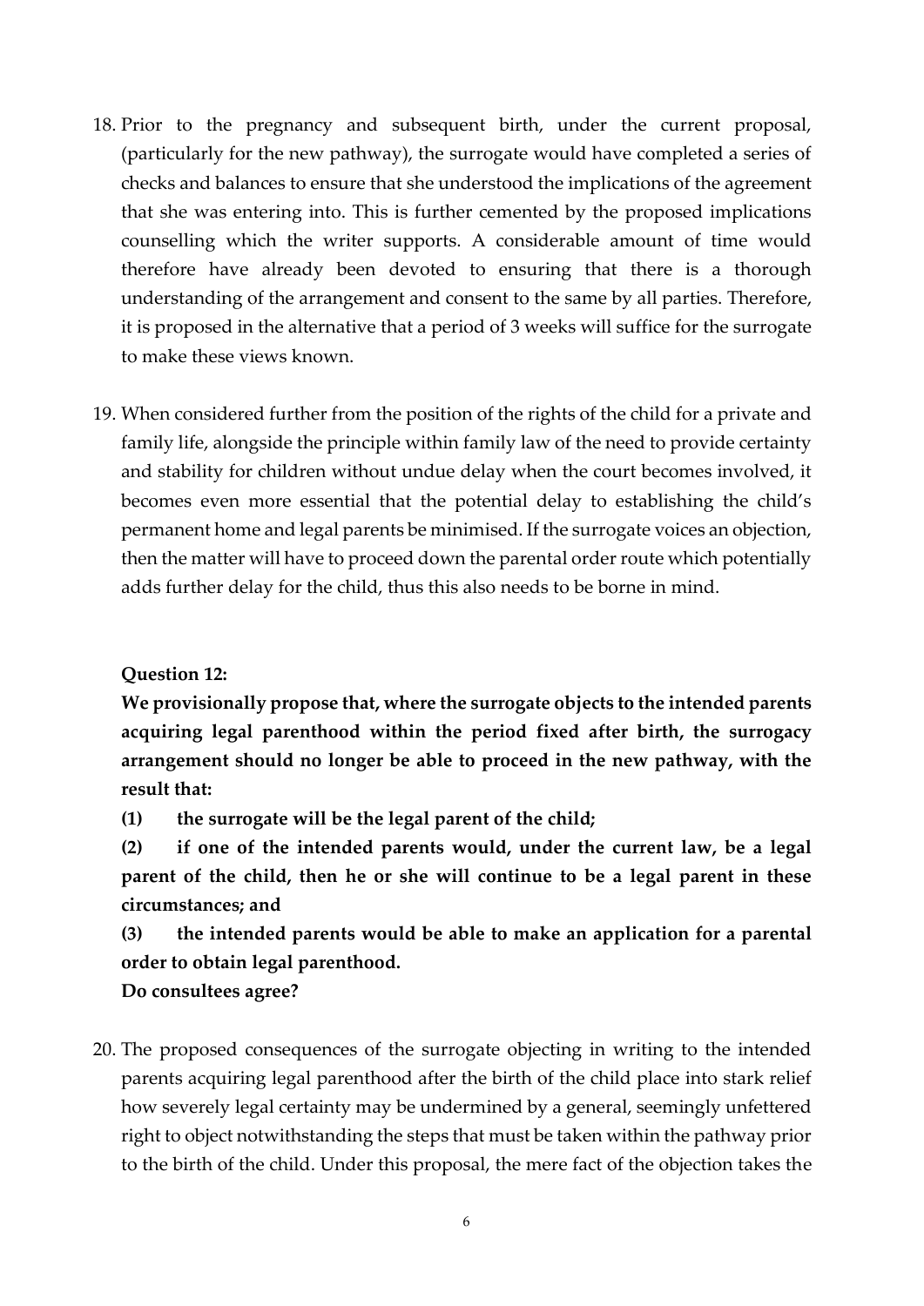18. Prior to the pregnancy and subsequent birth, under the current proposal, (particularly for the new pathway), the surrogate would have completed a series of checks and balances to ensure that she understood the implications of the agreement that she was entering into. This is further cemented by the proposed implications counselling which the writer supports. A considerable amount of time would therefore have already been devoted to ensuring that there is a thorough understanding of the arrangement and consent to the same by all parties. Therefore, it is proposed in the alternative that a period of 3 weeks will suffice for the surrogate to make these views known.

19. When considered further from the position of the rights of the child for a private and family life, alongside the principle within family law of the need to provide certainty and stability for children without undue delay when the court becomes involved, it becomes even more essential that the potential delay to establishing the child's permanent home and legal parents be minimised. If the surrogate voices an objection, then the matter will have to proceed down the parental order route which potentially adds further delay for the child, thus this also needs to be borne in mind.

**Question 12:**

**We provisionally propose that, where the surrogate objects to the intended parents acquiring legal parenthood within the period fixed after birth, the surrogacy arrangement should no longer be able to proceed in the new pathway, with the result that:**

**(1) the surrogate will be the legal parent of the child;**

**(2) if one of the intended parents would, under the current law, be a legal parent of the child, then he or she will continue to be a legal parent in these circumstances; and**

**(3) the intended parents would be able to make an application for a parental order to obtain legal parenthood.**

**Do consultees agree?**

20. The proposed consequences of the surrogate objecting in writing to the intended parents acquiring legal parenthood after the birth of the child place into stark relief how severely legal certainty may be undermined by a general, seemingly unfettered right to object notwithstanding the steps that must be taken within the pathway prior to the birth of the child. Under this proposal, the mere fact of the objection takes the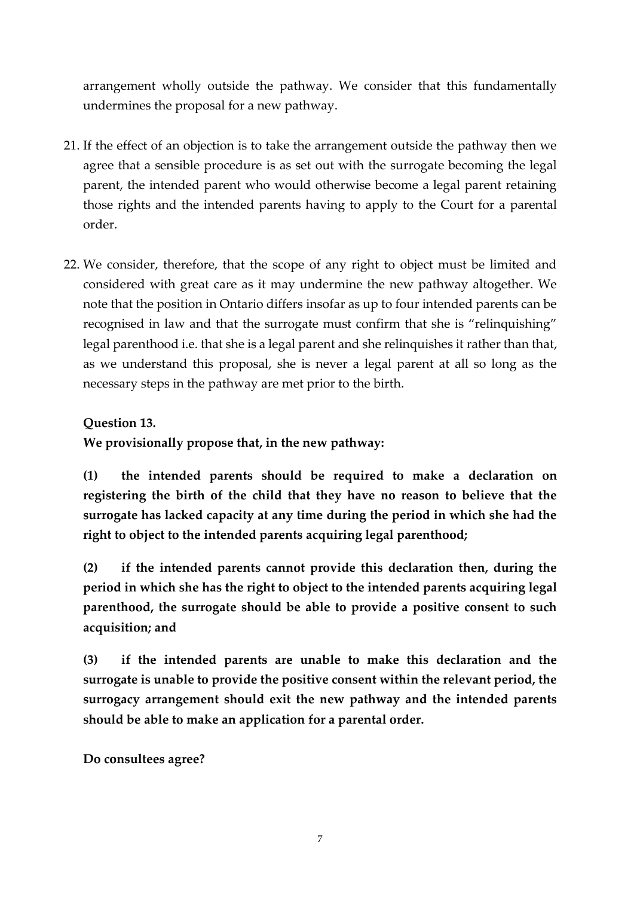arrangement wholly outside the pathway. We consider that this fundamentally undermines the proposal for a new pathway.

21. If the effect of an objection is to take the arrangement outside the pathway then we agree that a sensible procedure is as set out with the surrogate becoming the legal parent, the intended parent who would otherwise become a legal parent retaining those rights and the intended parents having to apply to the Court for a parental order.

22. We consider, therefore, that the scope of any right to object must be limited and considered with great care as it may undermine the new pathway altogether. We note that the position in Ontario differs insofar as up to four intended parents can be recognised in law and that the surrogate must confirm that she is "relinquishing" legal parenthood i.e. that she is a legal parent and she relinquishes it rather than that, as we understand this proposal, she is never a legal parent at all so long as the necessary steps in the pathway are met prior to the birth.

**Question 13.**

**We provisionally propose that, in the new pathway:**

**(1) the intended parents should be required to make a declaration on registering the birth of the child that they have no reason to believe that the surrogate has lacked capacity at any time during the period in which she had the right to object to the intended parents acquiring legal parenthood;**

**(2) if the intended parents cannot provide this declaration then, during the period in which she has the right to object to the intended parents acquiring legal parenthood, the surrogate should be able to provide a positive consent to such acquisition; and**

**(3) if the intended parents are unable to make this declaration and the surrogate is unable to provide the positive consent within the relevant period, the surrogacy arrangement should exit the new pathway and the intended parents should be able to make an application for a parental order.**

**Do consultees agree?**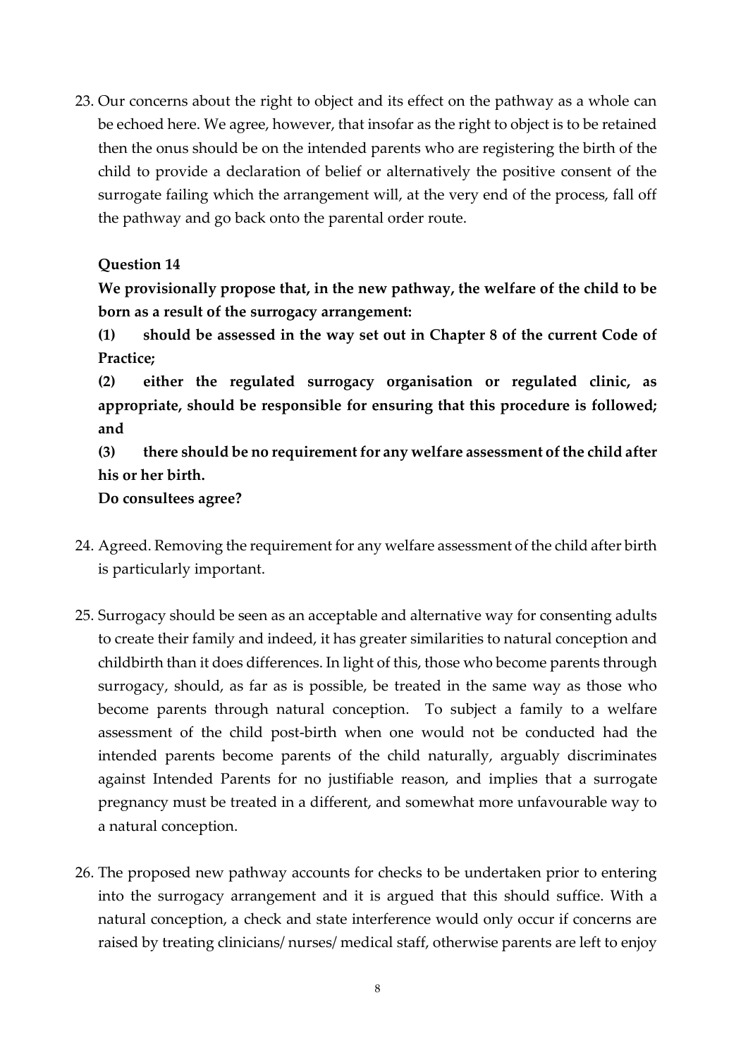23. Our concerns about the right to object and its effect on the pathway as a whole can be echoed here. We agree, however, that insofar as the right to object is to be retained then the onus should be on the intended parents who are registering the birth of the child to provide a declaration of belief or alternatively the positive consent of the surrogate failing which the arrangement will, at the very end of the process, fall off the pathway and go back onto the parental order route.

**Question 14**

**We provisionally propose that, in the new pathway, the welfare of the child to be born as a result of the surrogacy arrangement:**

**(1) should be assessed in the way set out in Chapter 8 of the current Code of Practice;**

**(2) either the regulated surrogacy organisation or regulated clinic, as appropriate, should be responsible for ensuring that this procedure is followed; and**

**(3) there should be no requirement for any welfare assessment of the child after his or her birth.**

**Do consultees agree?**

24. Agreed. Removing the requirement for any welfare assessment of the child after birth is particularly important.

25. Surrogacy should be seen as an acceptable and alternative way for consenting adults to create their family and indeed, it has greater similarities to natural conception and childbirth than it does differences. In light of this, those who become parents through surrogacy, should, as far as is possible, be treated in the same way as those who become parents through natural conception. To subject a family to a welfare assessment of the child post-birth when one would not be conducted had the intended parents become parents of the child naturally, arguably discriminates against Intended Parents for no justifiable reason, and implies that a surrogate pregnancy must be treated in a different, and somewhat more unfavourable way to a natural conception.

26. The proposed new pathway accounts for checks to be undertaken prior to entering into the surrogacy arrangement and it is argued that this should suffice. With a natural conception, a check and state interference would only occur if concerns are raised by treating clinicians/ nurses/ medical staff, otherwise parents are left to enjoy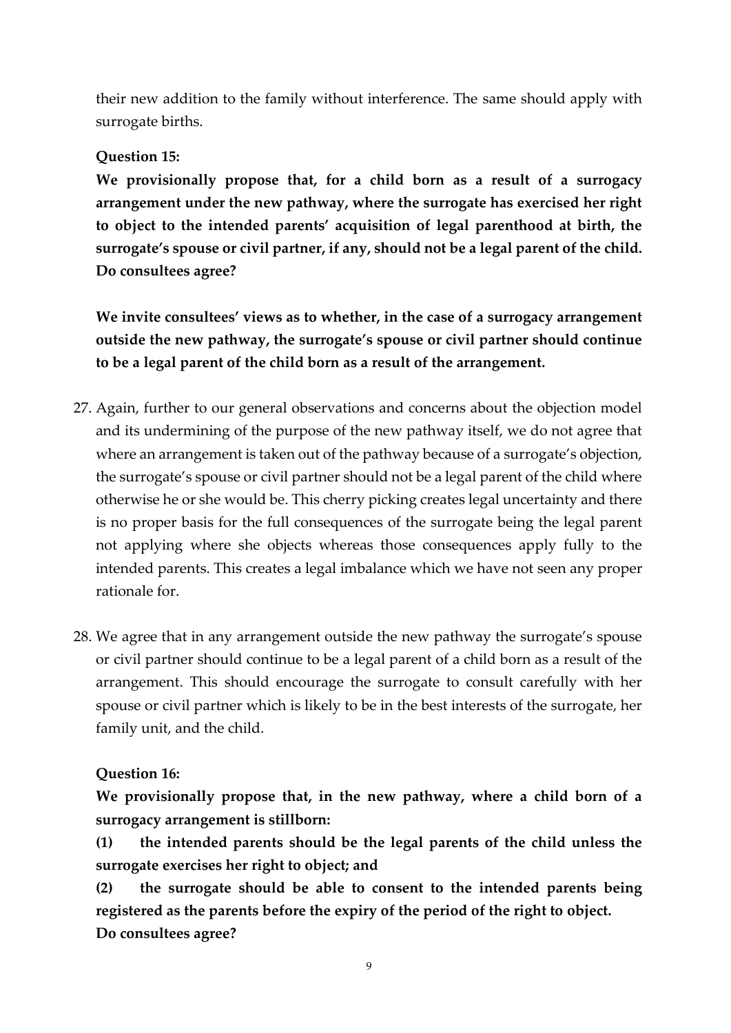their new addition to the family without interference. The same should apply with surrogate births.

**Question 15:**

**We provisionally propose that, for a child born as a result of a surrogacy arrangement under the new pathway, where the surrogate has exercised her right to object to the intended parents' acquisition of legal parenthood at birth, the surrogate's spouse or civil partner, if any, should not be a legal parent of the child. Do consultees agree?**

**We invite consultees' views as to whether, in the case of a surrogacy arrangement outside the new pathway, the surrogate's spouse or civil partner should continue to be a legal parent of the child born as a result of the arrangement.**

27. Again, further to our general observations and concerns about the objection model and its undermining of the purpose of the new pathway itself, we do not agree that where an arrangement is taken out of the pathway because of a surrogate's objection, the surrogate's spouse or civil partner should not be a legal parent of the child where otherwise he or she would be. This cherry picking creates legal uncertainty and there is no proper basis for the full consequences of the surrogate being the legal parent not applying where she objects whereas those consequences apply fully to the intended parents. This creates a legal imbalance which we have not seen any proper rationale for.

28. We agree that in any arrangement outside the new pathway the surrogate's spouse or civil partner should continue to be a legal parent of a child born as a result of the arrangement. This should encourage the surrogate to consult carefully with her spouse or civil partner which is likely to be in the best interests of the surrogate, her family unit, and the child.

**Question 16:**

**We provisionally propose that, in the new pathway, where a child born of a surrogacy arrangement is stillborn:**

**(1) the intended parents should be the legal parents of the child unless the surrogate exercises her right to object; and**

**(2) the surrogate should be able to consent to the intended parents being registered as the parents before the expiry of the period of the right to object.**

**Do consultees agree?**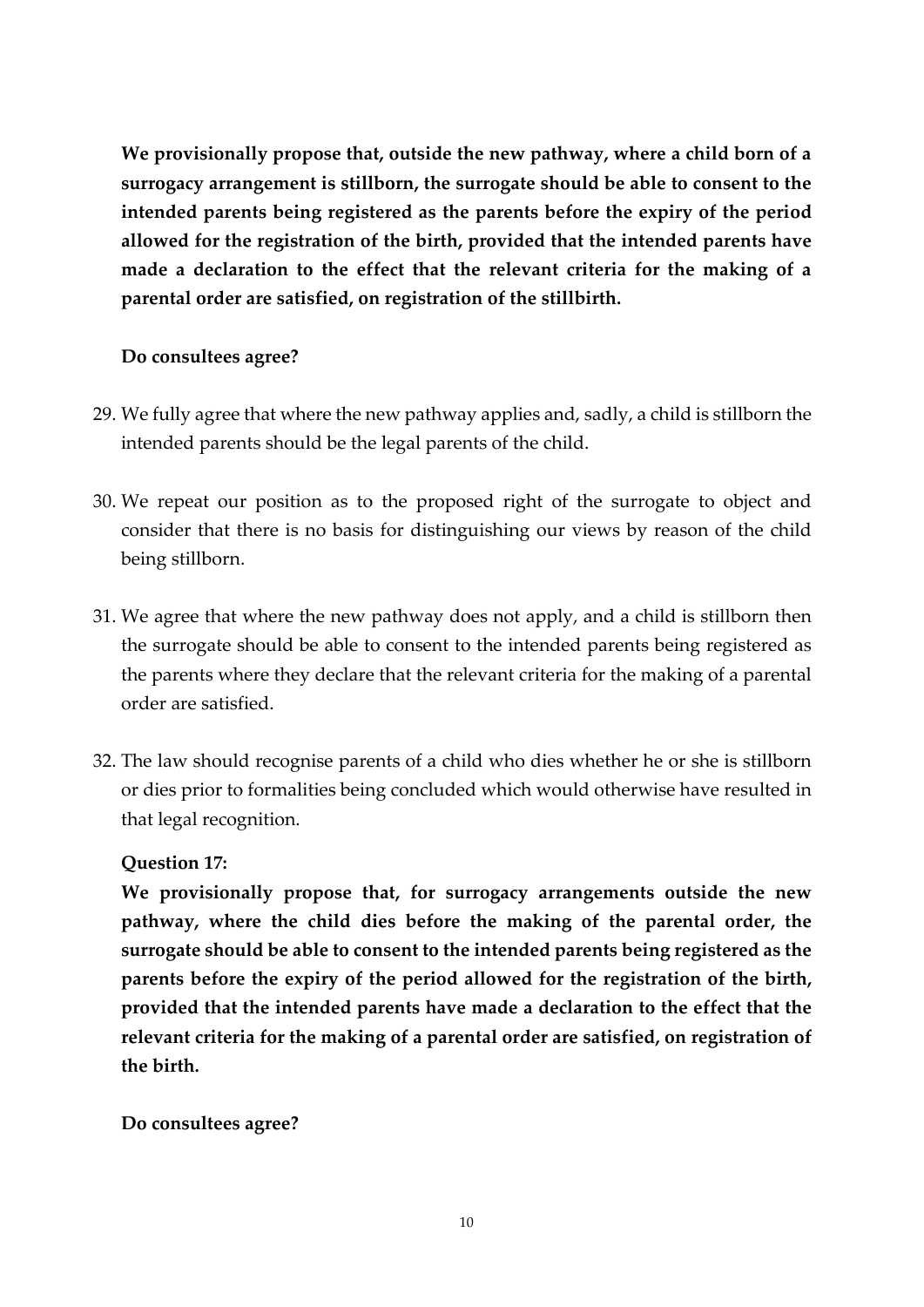**We provisionally propose that, outside the new pathway, where a child born of a surrogacy arrangement is stillborn, the surrogate should be able to consent to the intended parents being registered as the parents before the expiry of the period allowed for the registration of the birth, provided that the intended parents have made a declaration to the effect that the relevant criteria for the making of a parental order are satisfied, on registration of the stillbirth.**

**Do consultees agree?**

29. We fully agree that where the new pathway applies and, sadly, a child is stillborn the intended parents should be the legal parents of the child.

30. We repeat our position as to the proposed right of the surrogate to object and consider that there is no basis for distinguishing our views by reason of the child being stillborn.

31. We agree that where the new pathway does not apply, and a child is stillborn then the surrogate should be able to consent to the intended parents being registered as the parents where they declare that the relevant criteria for the making of a parental order are satisfied.

32. The law should recognise parents of a child who dies whether he or she is stillborn or dies prior to formalities being concluded which would otherwise have resulted in that legal recognition.

**Question 17:**

**We provisionally propose that, for surrogacy arrangements outside the new pathway, where the child dies before the making of the parental order, the surrogate should be able to consent to the intended parents being registered as the parents before the expiry of the period allowed for the registration of the birth, provided that the intended parents have made a declaration to the effect that the relevant criteria for the making of a parental order are satisfied, on registration of the birth.**

**Do consultees agree?**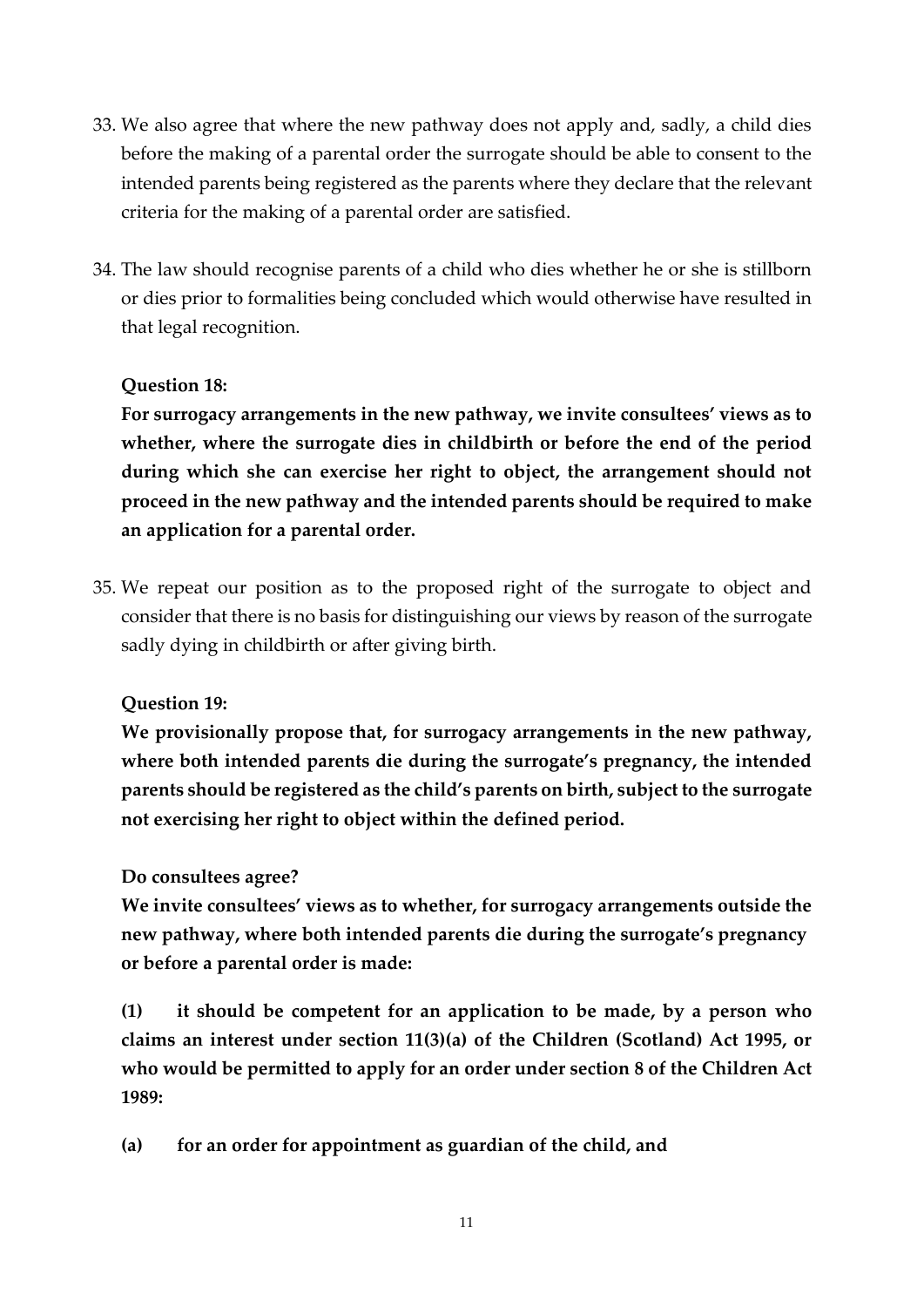33. We also agree that where the new pathway does not apply and, sadly, a child dies before the making of a parental order the surrogate should be able to consent to the intended parents being registered as the parents where they declare that the relevant criteria for the making of a parental order are satisfied.

34. The law should recognise parents of a child who dies whether he or she is stillborn or dies prior to formalities being concluded which would otherwise have resulted in that legal recognition.

**Question 18:**

**For surrogacy arrangements in the new pathway, we invite consultees' views as to whether, where the surrogate dies in childbirth or before the end of the period during which she can exercise her right to object, the arrangement should not proceed in the new pathway and the intended parents should be required to make an application for a parental order.**

35. We repeat our position as to the proposed right of the surrogate to object and consider that there is no basis for distinguishing our views by reason of the surrogate sadly dying in childbirth or after giving birth.

**Question 19:**

**We provisionally propose that, for surrogacy arrangements in the new pathway, where both intended parents die during the surrogate's pregnancy, the intended parents should be registered as the child's parents on birth, subject to the surrogate not exercising her right to object within the defined period.**

**Do consultees agree?**

**We invite consultees' views as to whether, for surrogacy arrangements outside the new pathway, where both intended parents die during the surrogate's pregnancy or before a parental order is made:**

**(1) it should be competent for an application to be made, by a person who claims an interest under section 11(3)(a) of the Children (Scotland) Act 1995, or who would be permitted to apply for an order under section 8 of the Children Act 1989:**

**(a) for an order for appointment as guardian of the child, and**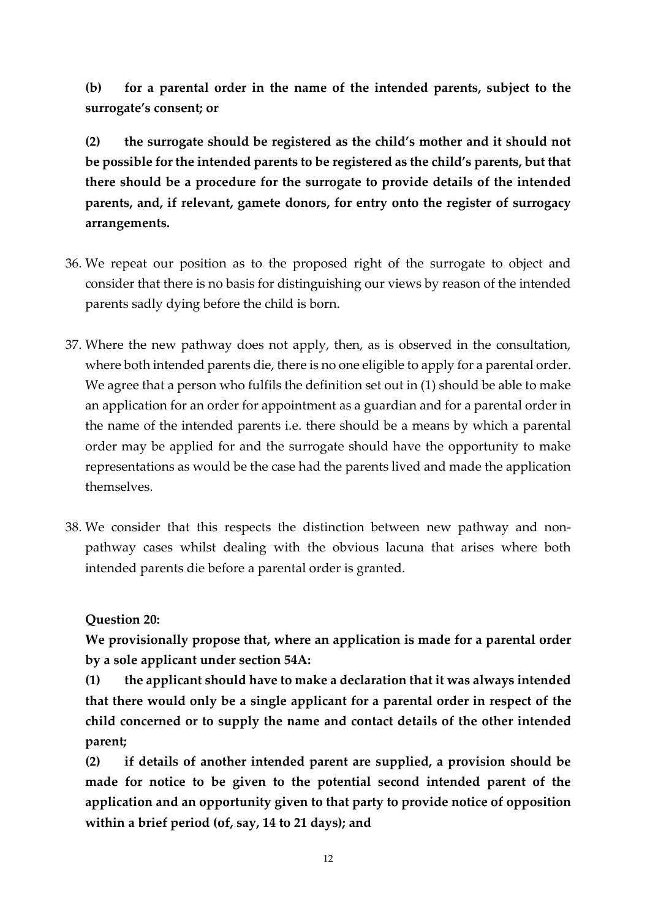**(b) for a parental order in the name of the intended parents, subject to the surrogate's consent; or**

**(2) the surrogate should be registered as the child's mother and it should not be possible for the intended parents to be registered as the child's parents, but that there should be a procedure for the surrogate to provide details of the intended parents, and, if relevant, gamete donors, for entry onto the register of surrogacy arrangements.**

36. We repeat our position as to the proposed right of the surrogate to object and consider that there is no basis for distinguishing our views by reason of the intended parents sadly dying before the child is born.

37. Where the new pathway does not apply, then, as is observed in the consultation, where both intended parents die, there is no one eligible to apply for a parental order. We agree that a person who fulfils the definition set out in (1) should be able to make an application for an order for appointment as a guardian and for a parental order in the name of the intended parents i.e. there should be a means by which a parental order may be applied for and the surrogate should have the opportunity to make representations as would be the case had the parents lived and made the application themselves.

38. We consider that this respects the distinction between new pathway and non-pathway cases whilst dealing with the obvious lacuna that arises where both intended parents die before a parental order is granted.

**Question 20:**

**We provisionally propose that, where an application is made for a parental order by a sole applicant under section 54A:**

**(1) the applicant should have to make a declaration that it was always intended that there would only be a single applicant for a parental order in respect of the child concerned or to supply the name and contact details of the other intended parent;**

**(2) if details of another intended parent are supplied, a provision should be made for notice to be given to the potential second intended parent of the application and an opportunity given to that party to provide notice of opposition within a brief period (of, say, 14 to 21 days); and**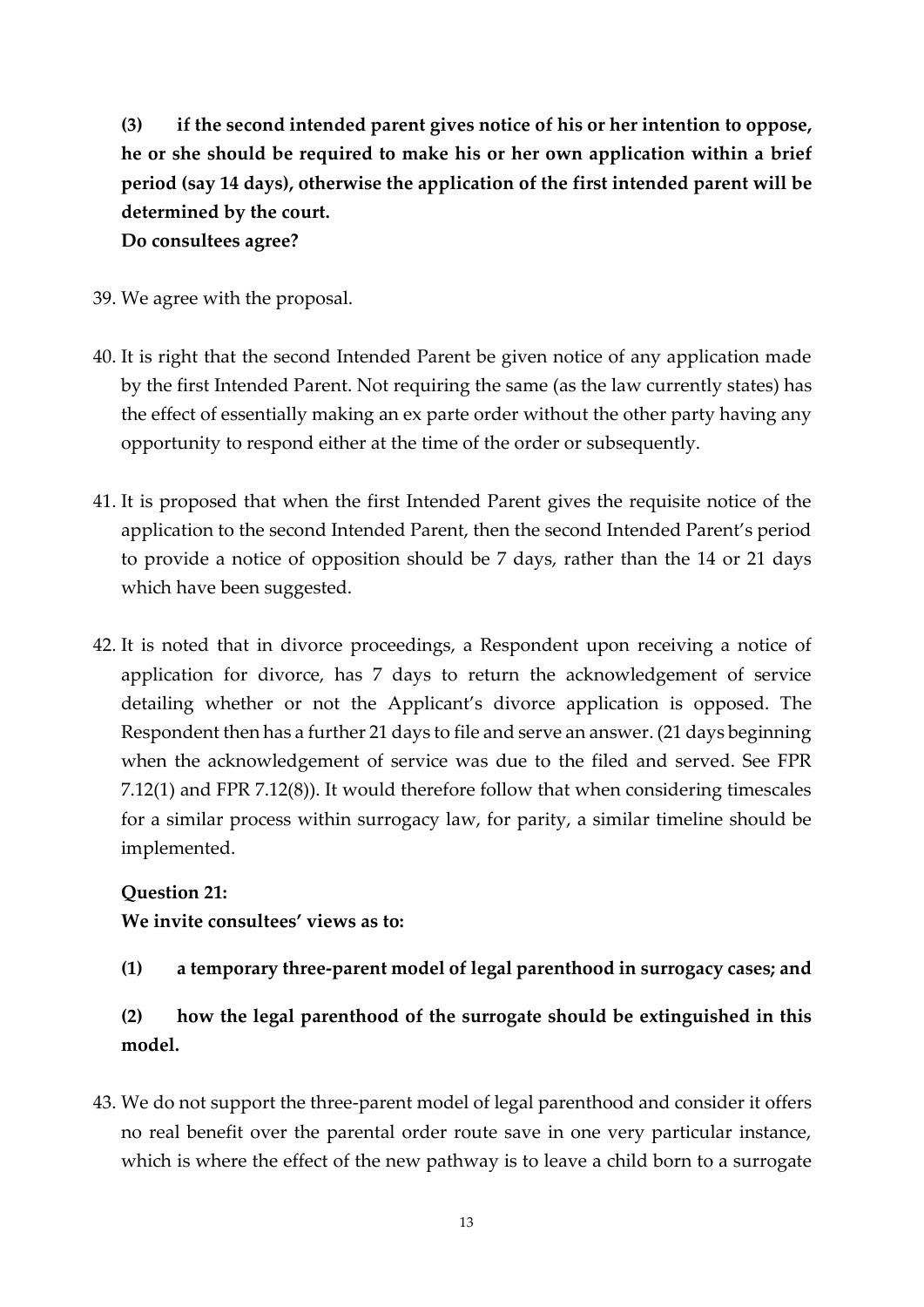**(3) if the second intended parent gives notice of his or her intention to oppose, he or she should be required to make his or her own application within a brief period (say 14 days), otherwise the application of the first intended parent will be determined by the court.**
**Do consultees agree?**

39. We agree with the proposal.

40. It is right that the second Intended Parent be given notice of any application made by the first Intended Parent. Not requiring the same (as the law currently states) has the effect of essentially making an ex parte order without the other party having any opportunity to respond either at the time of the order or subsequently.

41. It is proposed that when the first Intended Parent gives the requisite notice of the application to the second Intended Parent, then the second Intended Parent's period to provide a notice of opposition should be 7 days, rather than the 14 or 21 days which have been suggested.

42. It is noted that in divorce proceedings, a Respondent upon receiving a notice of application for divorce, has 7 days to return the acknowledgement of service detailing whether or not the Applicant's divorce application is opposed. The Respondent then has a further 21 days to file and serve an answer. (21 days beginning when the acknowledgement of service was due to the filed and served. See FPR 7.12(1) and FPR 7.12(8)). It would therefore follow that when considering timescales for a similar process within surrogacy law, for parity, a similar timeline should be implemented.

**Question 21:**
**We invite consultees' views as to:**

**(1) a temporary three-parent model of legal parenthood in surrogacy cases; and**

**(2) how the legal parenthood of the surrogate should be extinguished in this model.**

43. We do not support the three-parent model of legal parenthood and consider it offers no real benefit over the parental order route save in one very particular instance, which is where the effect of the new pathway is to leave a child born to a surrogate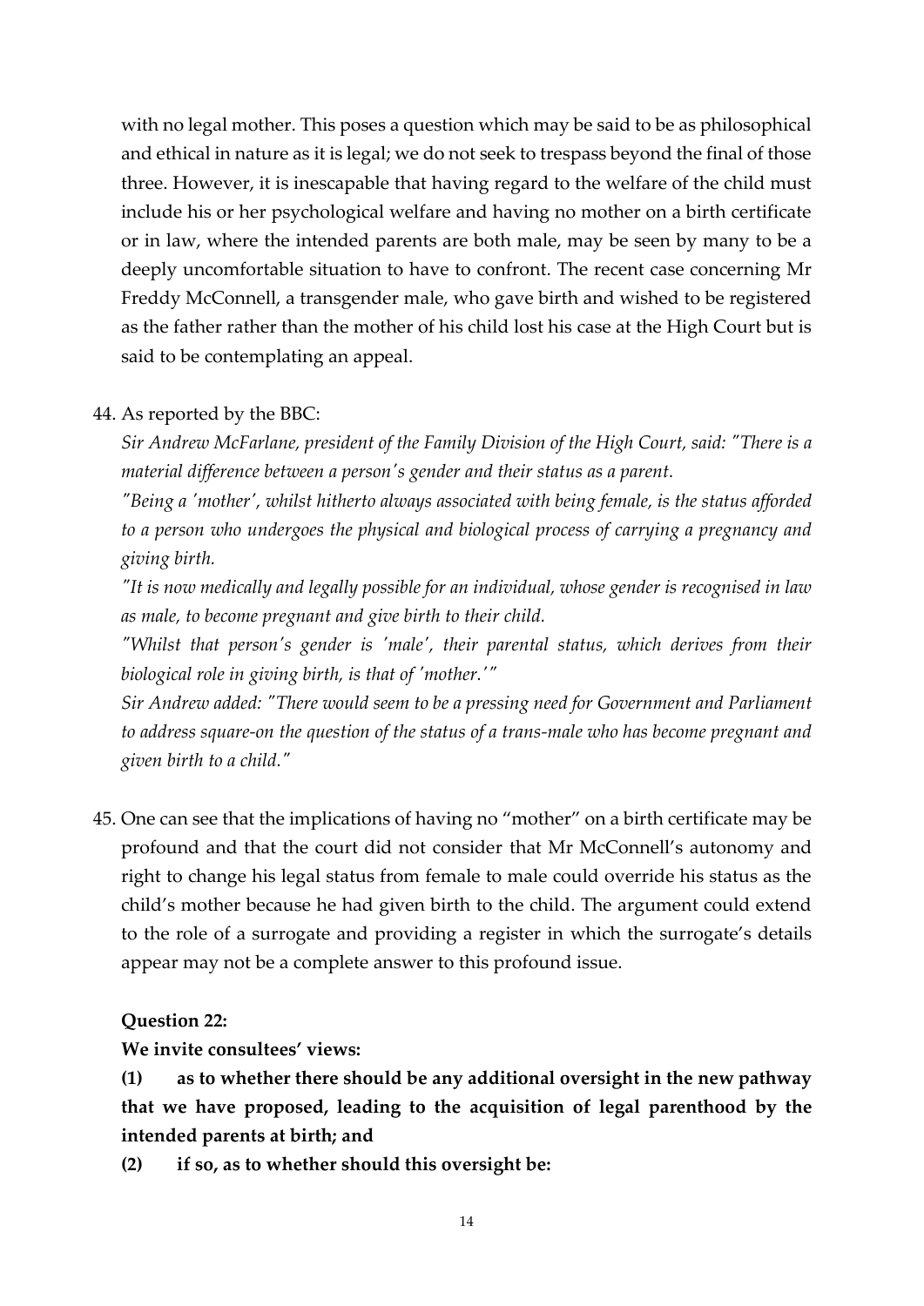with no legal mother. This poses a question which may be said to be as philosophical and ethical in nature as it is legal; we do not seek to trespass beyond the final of those three. However, it is inescapable that having regard to the welfare of the child must include his or her psychological welfare and having no mother on a birth certificate or in law, where the intended parents are both male, may be seen by many to be a deeply uncomfortable situation to have to confront. The recent case concerning Mr Freddy McConnell, a transgender male, who gave birth and wished to be registered as the father rather than the mother of his child lost his case at the High Court but is said to be contemplating an appeal.

44. As reported by the BBC:

*Sir Andrew McFarlane, president of the Family Division of the High Court, said: "There is a material difference between a person's gender and their status as a parent.*

*"Being a 'mother', whilst hitherto always associated with being female, is the status afforded to a person who undergoes the physical and biological process of carrying a pregnancy and giving birth.*

*"It is now medically and legally possible for an individual, whose gender is recognised in law as male, to become pregnant and give birth to their child.*

*"Whilst that person's gender is 'male', their parental status, which derives from their biological role in giving birth, is that of 'mother.'"*

*Sir Andrew added: "There would seem to be a pressing need for Government and Parliament to address square-on the question of the status of a trans-male who has become pregnant and given birth to a child."*

45. One can see that the implications of having no "mother" on a birth certificate may be profound and that the court did not consider that Mr McConnell's autonomy and right to change his legal status from female to male could override his status as the child's mother because he had given birth to the child. The argument could extend to the role of a surrogate and providing a register in which the surrogate's details appear may not be a complete answer to this profound issue.

**Question 22:**

**We invite consultees' views:**

**(1) as to whether there should be any additional oversight in the new pathway that we have proposed, leading to the acquisition of legal parenthood by the intended parents at birth; and**

**(2) if so, as to whether should this oversight be:**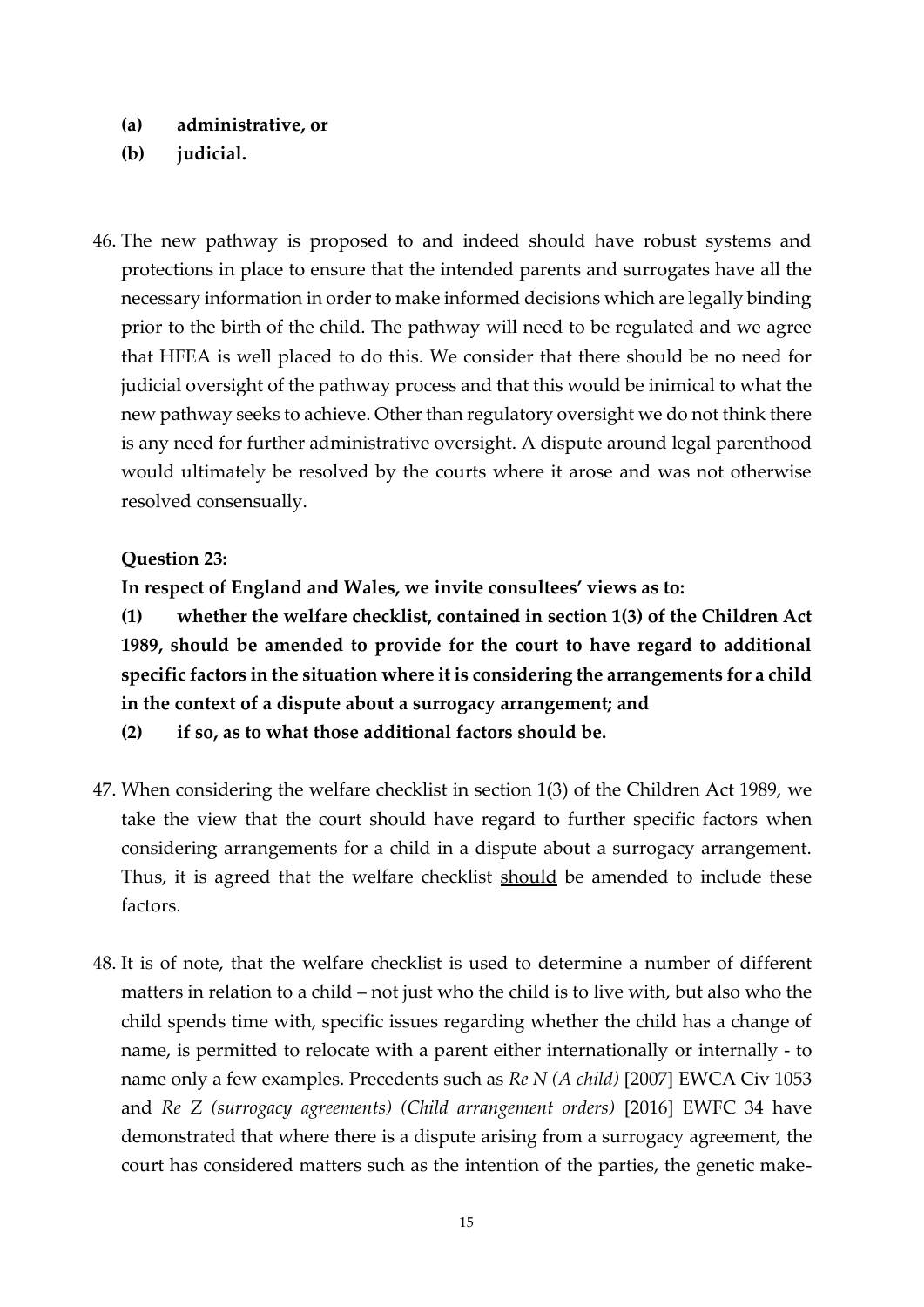**(a) administrative, or**

**(b) judicial.**

46. The new pathway is proposed to and indeed should have robust systems and protections in place to ensure that the intended parents and surrogates have all the necessary information in order to make informed decisions which are legally binding prior to the birth of the child. The pathway will need to be regulated and we agree that HFEA is well placed to do this. We consider that there should be no need for judicial oversight of the pathway process and that this would be inimical to what the new pathway seeks to achieve. Other than regulatory oversight we do not think there is any need for further administrative oversight. A dispute around legal parenthood would ultimately be resolved by the courts where it arose and was not otherwise resolved consensually.

**Question 23:**

**In respect of England and Wales, we invite consultees' views as to:**

**(1) whether the welfare checklist, contained in section 1(3) of the Children Act 1989, should be amended to provide for the court to have regard to additional specific factors in the situation where it is considering the arrangements for a child in the context of a dispute about a surrogacy arrangement; and**

**(2) if so, as to what those additional factors should be.**

47. When considering the welfare checklist in section 1(3) of the Children Act 1989, we take the view that the court should have regard to further specific factors when considering arrangements for a child in a dispute about a surrogacy arrangement. Thus, it is agreed that the welfare checklist <u>should</u> be amended to include these factors.

48. It is of note, that the welfare checklist is used to determine a number of different matters in relation to a child – not just who the child is to live with, but also who the child spends time with, specific issues regarding whether the child has a change of name, is permitted to relocate with a parent either internationally or internally - to name only a few examples. Precedents such as *Re N (A child)* [2007] EWCA Civ 1053 and *Re Z (surrogacy agreements) (Child arrangement orders)* [2016] EWFC 34 have demonstrated that where there is a dispute arising from a surrogacy agreement, the court has considered matters such as the intention of the parties, the genetic make-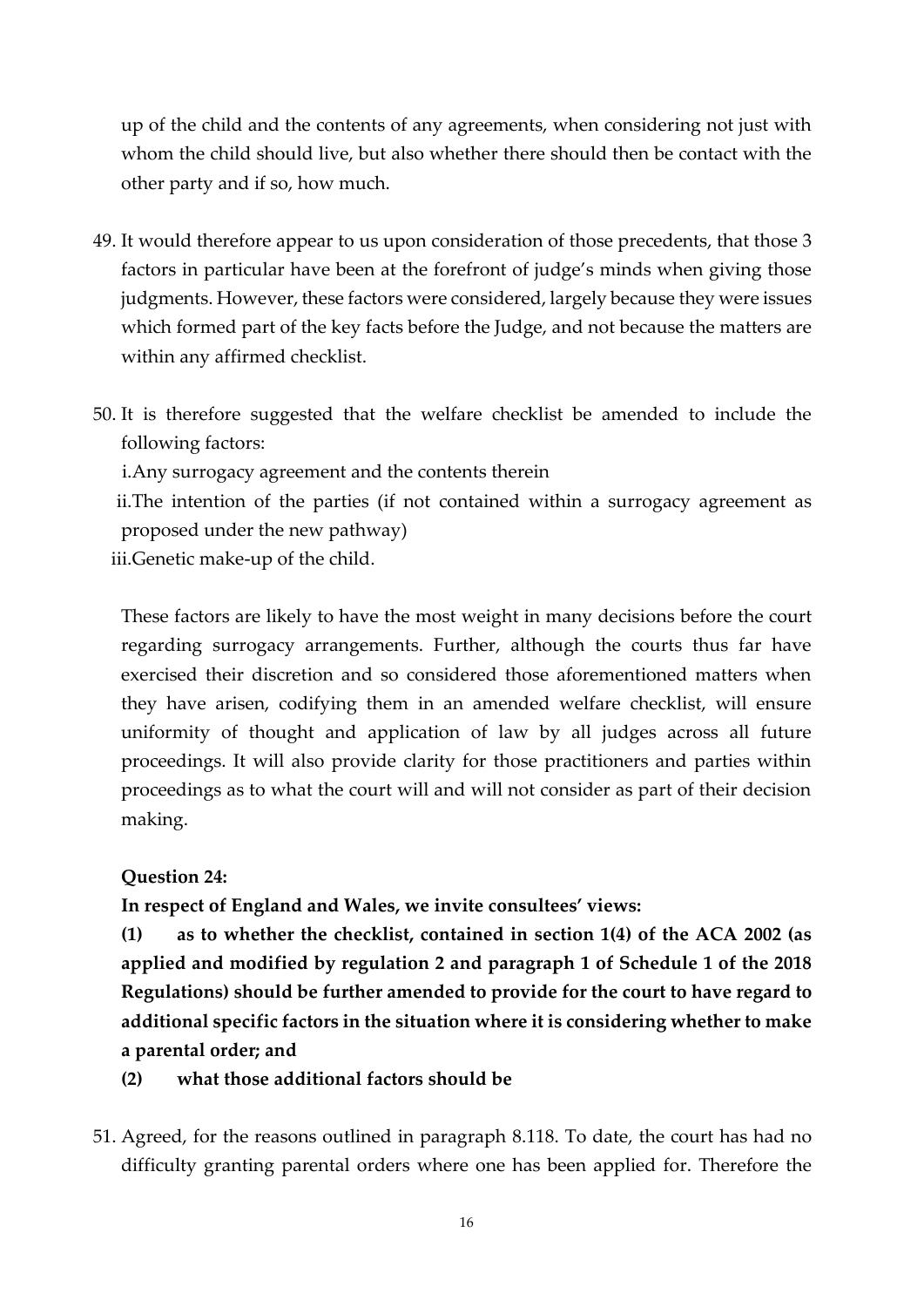up of the child and the contents of any agreements, when considering not just with whom the child should live, but also whether there should then be contact with the other party and if so, how much.

49. It would therefore appear to us upon consideration of those precedents, that those 3 factors in particular have been at the forefront of judge's minds when giving those judgments. However, these factors were considered, largely because they were issues which formed part of the key facts before the Judge, and not because the matters are within any affirmed checklist.

50. It is therefore suggested that the welfare checklist be amended to include the following factors:

    i. Any surrogacy agreement and the contents therein

    ii. The intention of the parties (if not contained within a surrogacy agreement as proposed under the new pathway)

    iii. Genetic make-up of the child.

    These factors are likely to have the most weight in many decisions before the court regarding surrogacy arrangements. Further, although the courts thus far have exercised their discretion and so considered those aforementioned matters when they have arisen, codifying them in an amended welfare checklist, will ensure uniformity of thought and application of law by all judges across all future proceedings. It will also provide clarity for those practitioners and parties within proceedings as to what the court will and will not consider as part of their decision making.

**Question 24:**

**In respect of England and Wales, we invite consultees' views:**

**(1) as to whether the checklist, contained in section 1(4) of the ACA 2002 (as applied and modified by regulation 2 and paragraph 1 of Schedule 1 of the 2018 Regulations) should be further amended to provide for the court to have regard to additional specific factors in the situation where it is considering whether to make a parental order; and**

**(2) what those additional factors should be**

51. Agreed, for the reasons outlined in paragraph 8.118. To date, the court has had no difficulty granting parental orders where one has been applied for. Therefore the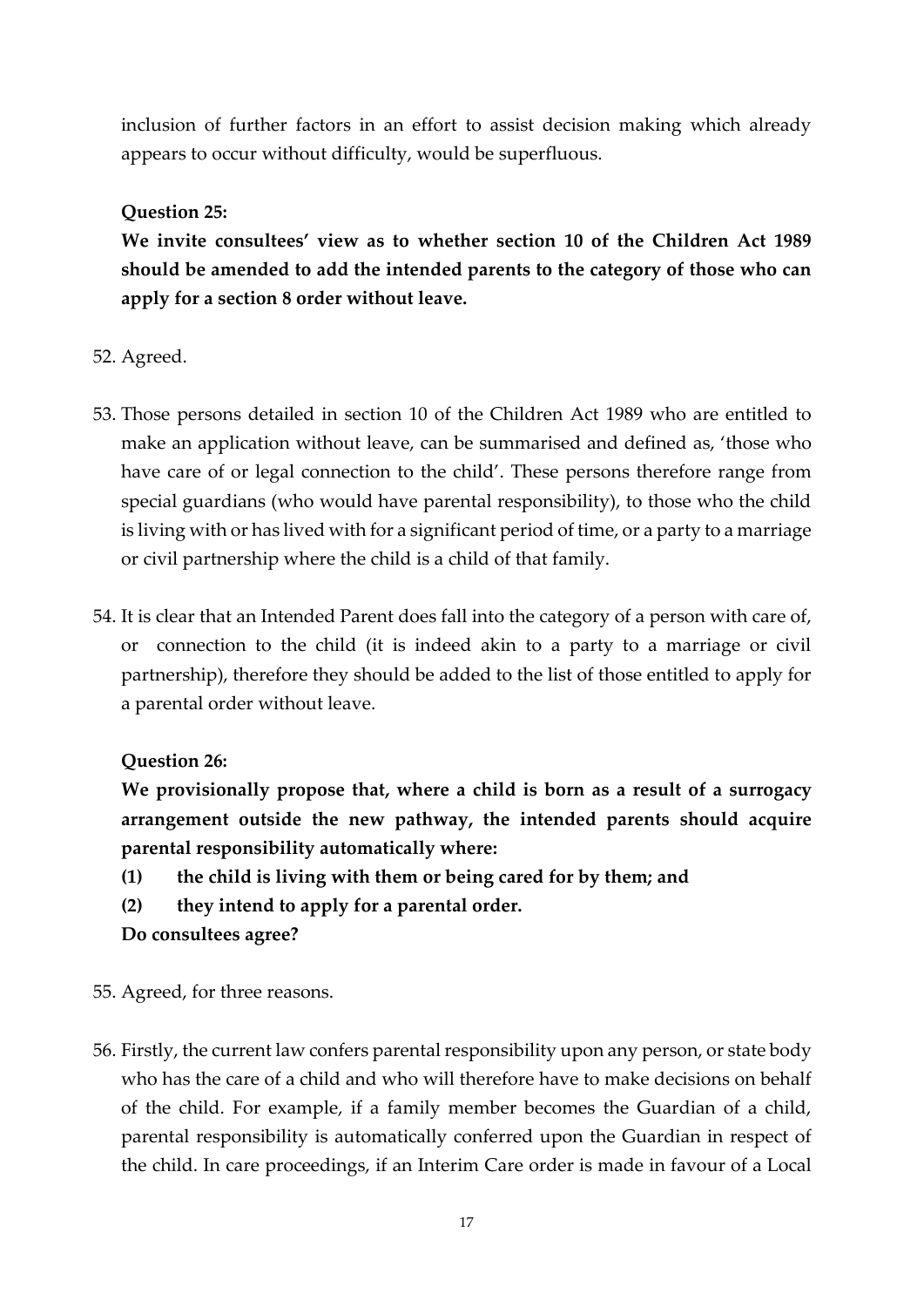inclusion of further factors in an effort to assist decision making which already appears to occur without difficulty, would be superfluous.

**Question 25:**

**We invite consultees' view as to whether section 10 of the Children Act 1989 should be amended to add the intended parents to the category of those who can apply for a section 8 order without leave.**

52. Agreed.

53. Those persons detailed in section 10 of the Children Act 1989 who are entitled to make an application without leave, can be summarised and defined as, 'those who have care of or legal connection to the child'. These persons therefore range from special guardians (who would have parental responsibility), to those who the child is living with or has lived with for a significant period of time, or a party to a marriage or civil partnership where the child is a child of that family.

54. It is clear that an Intended Parent does fall into the category of a person with care of, or connection to the child (it is indeed akin to a party to a marriage or civil partnership), therefore they should be added to the list of those entitled to apply for a parental order without leave.

**Question 26:**

**We provisionally propose that, where a child is born as a result of a surrogacy arrangement outside the new pathway, the intended parents should acquire parental responsibility automatically where:**

**(1) the child is living with them or being cared for by them; and**

**(2) they intend to apply for a parental order.**

**Do consultees agree?**

55. Agreed, for three reasons.

56. Firstly, the current law confers parental responsibility upon any person, or state body who has the care of a child and who will therefore have to make decisions on behalf of the child. For example, if a family member becomes the Guardian of a child, parental responsibility is automatically conferred upon the Guardian in respect of the child. In care proceedings, if an Interim Care order is made in favour of a Local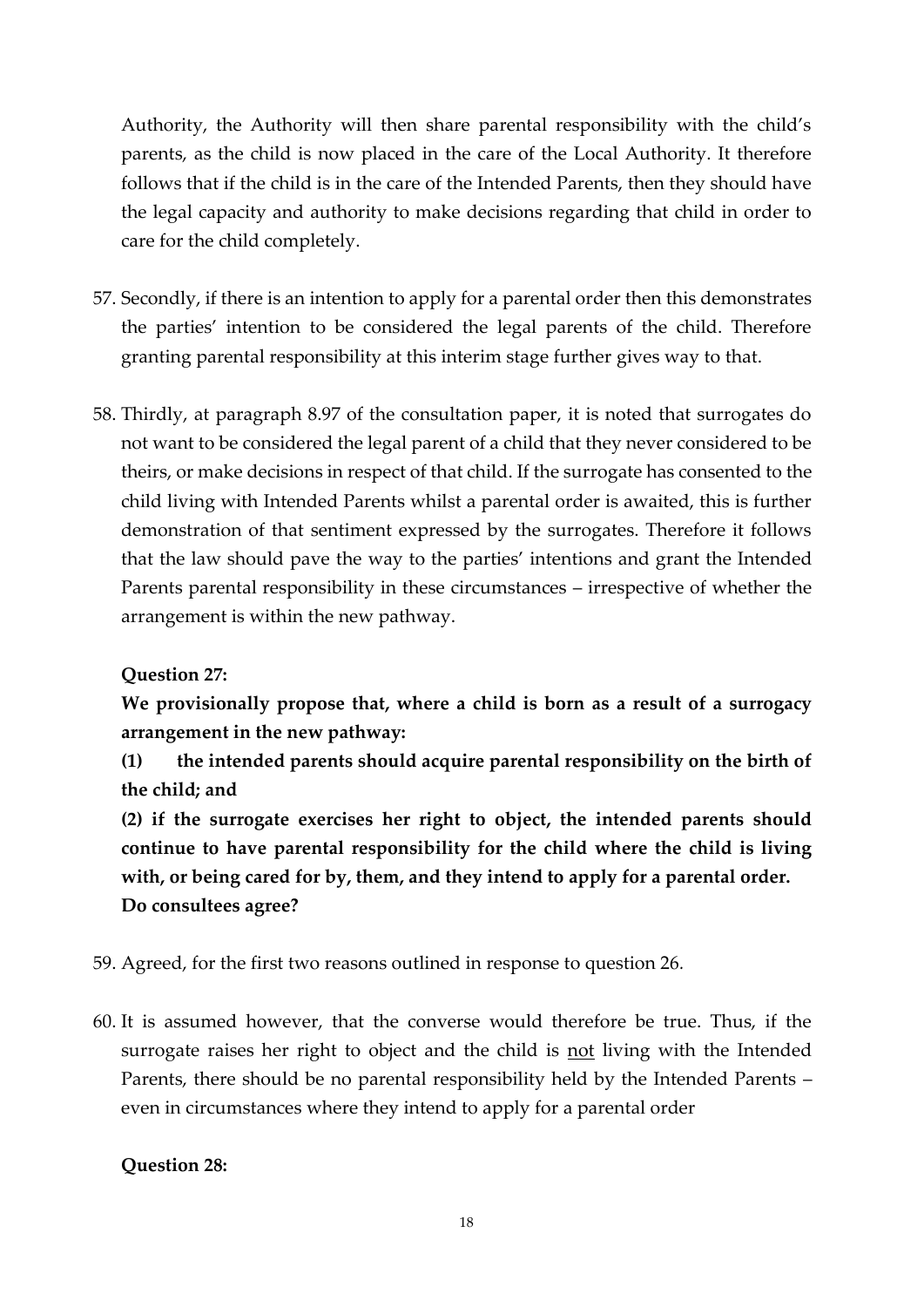Authority, the Authority will then share parental responsibility with the child's parents, as the child is now placed in the care of the Local Authority. It therefore follows that if the child is in the care of the Intended Parents, then they should have the legal capacity and authority to make decisions regarding that child in order to care for the child completely.

57. Secondly, if there is an intention to apply for a parental order then this demonstrates the parties' intention to be considered the legal parents of the child. Therefore granting parental responsibility at this interim stage further gives way to that.

58. Thirdly, at paragraph 8.97 of the consultation paper, it is noted that surrogates do not want to be considered the legal parent of a child that they never considered to be theirs, or make decisions in respect of that child. If the surrogate has consented to the child living with Intended Parents whilst a parental order is awaited, this is further demonstration of that sentiment expressed by the surrogates. Therefore it follows that the law should pave the way to the parties' intentions and grant the Intended Parents parental responsibility in these circumstances – irrespective of whether the arrangement is within the new pathway.

**Question 27:**

**We provisionally propose that, where a child is born as a result of a surrogacy arrangement in the new pathway:**

**(1) the intended parents should acquire parental responsibility on the birth of the child; and**

**(2) if the surrogate exercises her right to object, the intended parents should continue to have parental responsibility for the child where the child is living with, or being cared for by, them, and they intend to apply for a parental order.**

**Do consultees agree?**

59. Agreed, for the first two reasons outlined in response to question 26.

60. It is assumed however, that the converse would therefore be true. Thus, if the surrogate raises her right to object and the child is <u>not</u> living with the Intended Parents, there should be no parental responsibility held by the Intended Parents – even in circumstances where they intend to apply for a parental order

**Question 28:**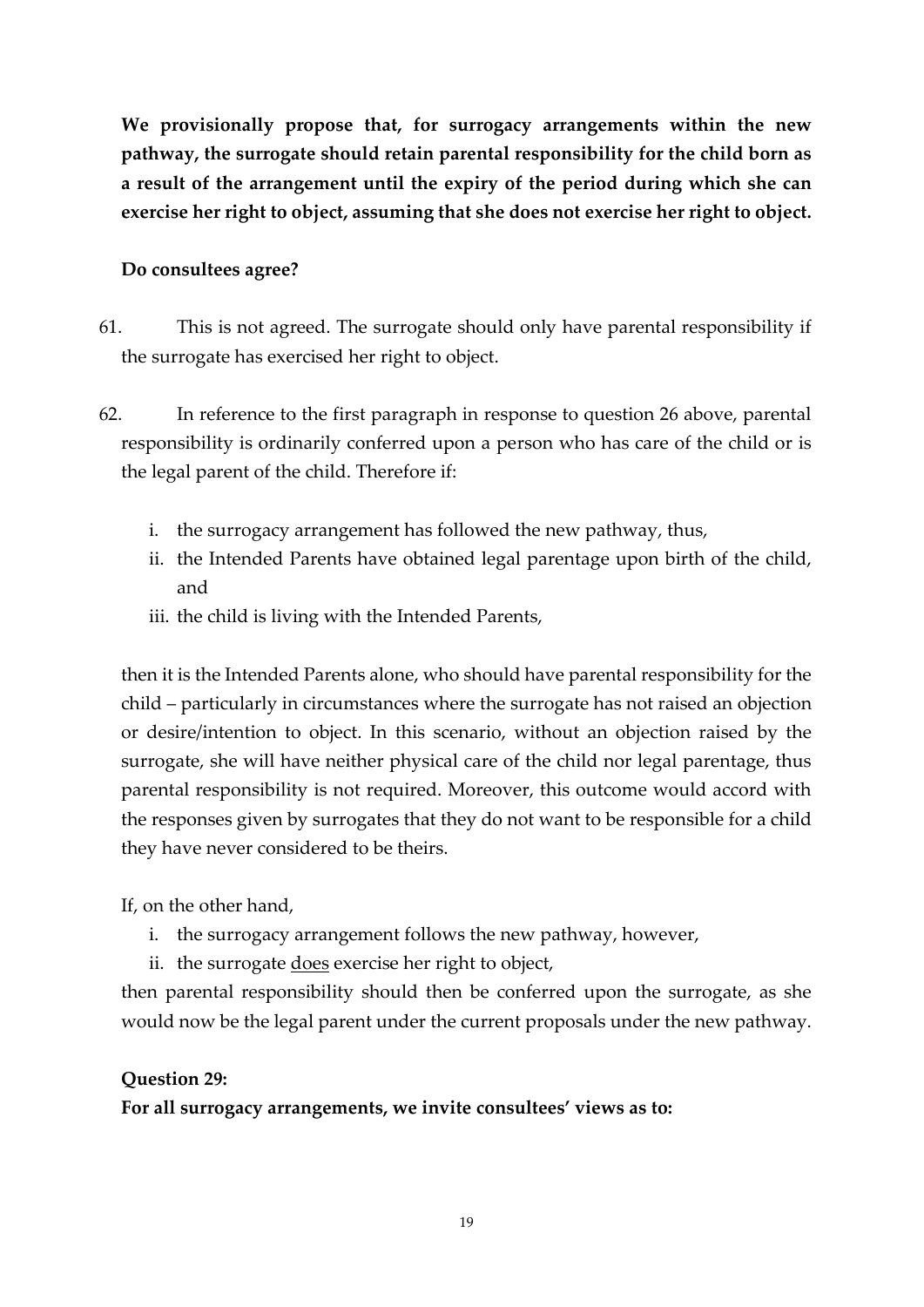**We provisionally propose that, for surrogacy arrangements within the new pathway, the surrogate should retain parental responsibility for the child born as a result of the arrangement until the expiry of the period during which she can exercise her right to object, assuming that she does not exercise her right to object.**

**Do consultees agree?**

61. This is not agreed. The surrogate should only have parental responsibility if the surrogate has exercised her right to object.

62. In reference to the first paragraph in response to question 26 above, parental responsibility is ordinarily conferred upon a person who has care of the child or is the legal parent of the child. Therefore if:

    i. the surrogacy arrangement has followed the new pathway, thus,
    ii. the Intended Parents have obtained legal parentage upon birth of the child, and
    iii. the child is living with the Intended Parents,

    then it is the Intended Parents alone, who should have parental responsibility for the child – particularly in circumstances where the surrogate has not raised an objection or desire/intention to object. In this scenario, without an objection raised by the surrogate, she will have neither physical care of the child nor legal parentage, thus parental responsibility is not required. Moreover, this outcome would accord with the responses given by surrogates that they do not want to be responsible for a child they have never considered to be theirs.

    If, on the other hand,

    i. the surrogacy arrangement follows the new pathway, however,
    ii. the surrogate <u>does</u> exercise her right to object,

    then parental responsibility should then be conferred upon the surrogate, as she would now be the legal parent under the current proposals under the new pathway.

**Question 29:**

**For all surrogacy arrangements, we invite consultees' views as to:**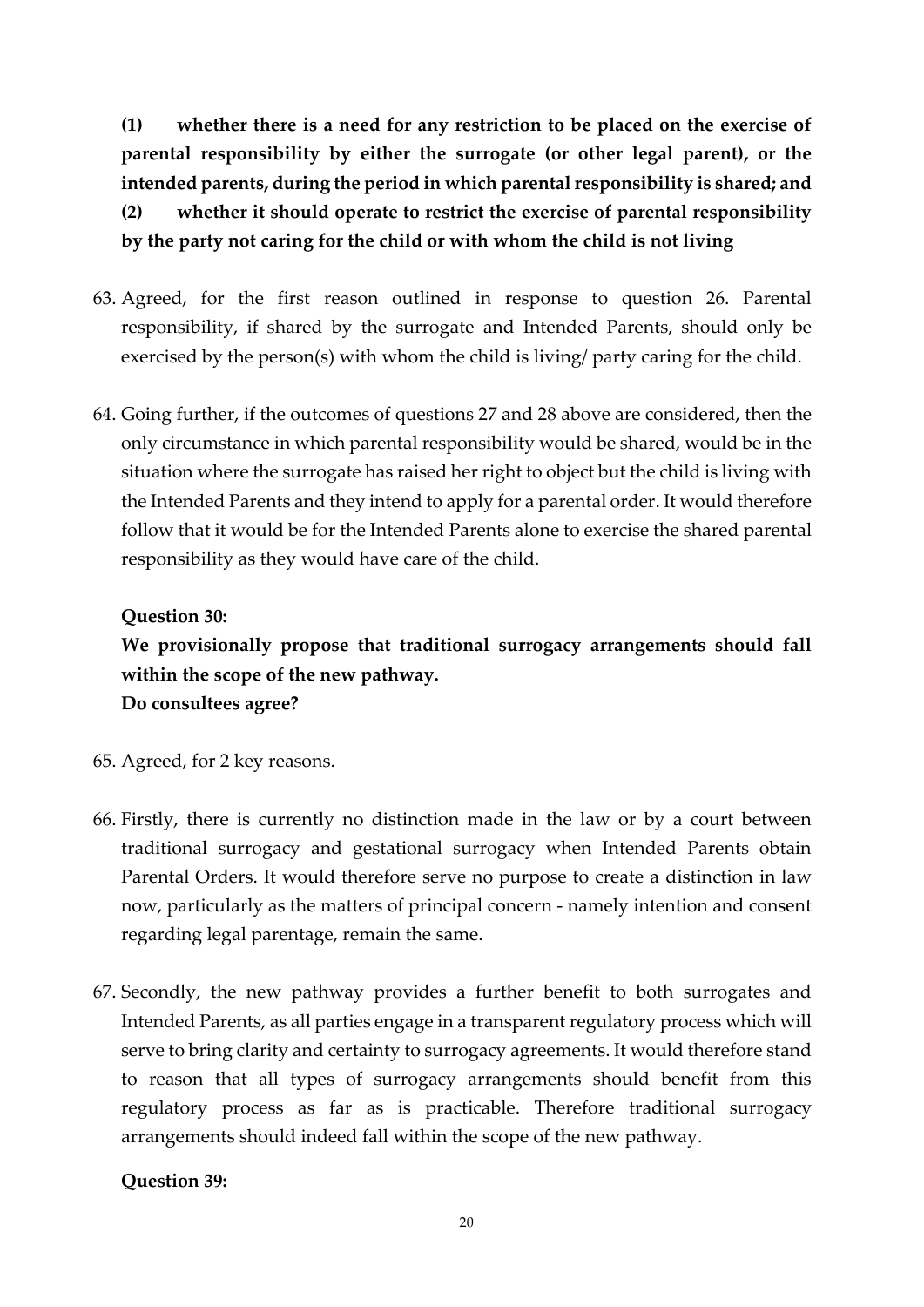**(1) whether there is a need for any restriction to be placed on the exercise of parental responsibility by either the surrogate (or other legal parent), or the intended parents, during the period in which parental responsibility is shared; and**
**(2) whether it should operate to restrict the exercise of parental responsibility by the party not caring for the child or with whom the child is not living**

63. Agreed, for the first reason outlined in response to question 26. Parental responsibility, if shared by the surrogate and Intended Parents, should only be exercised by the person(s) with whom the child is living/ party caring for the child.

64. Going further, if the outcomes of questions 27 and 28 above are considered, then the only circumstance in which parental responsibility would be shared, would be in the situation where the surrogate has raised her right to object but the child is living with the Intended Parents and they intend to apply for a parental order. It would therefore follow that it would be for the Intended Parents alone to exercise the shared parental responsibility as they would have care of the child.

**Question 30:**

**We provisionally propose that traditional surrogacy arrangements should fall within the scope of the new pathway.**
**Do consultees agree?**

65. Agreed, for 2 key reasons.

66. Firstly, there is currently no distinction made in the law or by a court between traditional surrogacy and gestational surrogacy when Intended Parents obtain Parental Orders. It would therefore serve no purpose to create a distinction in law now, particularly as the matters of principal concern - namely intention and consent regarding legal parentage, remain the same.

67. Secondly, the new pathway provides a further benefit to both surrogates and Intended Parents, as all parties engage in a transparent regulatory process which will serve to bring clarity and certainty to surrogacy agreements. It would therefore stand to reason that all types of surrogacy arrangements should benefit from this regulatory process as far as is practicable. Therefore traditional surrogacy arrangements should indeed fall within the scope of the new pathway.

**Question 39:**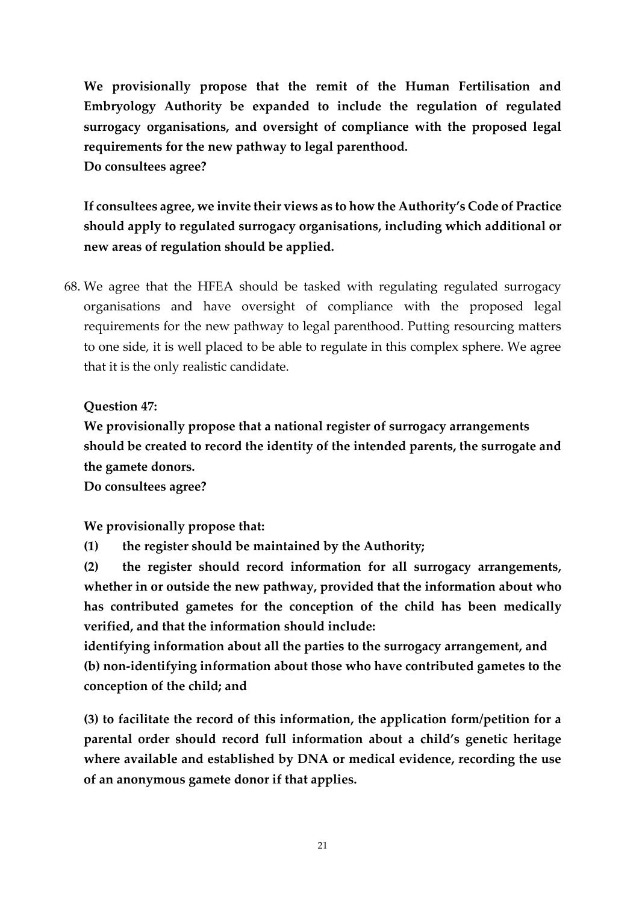**We provisionally propose that the remit of the Human Fertilisation and Embryology Authority be expanded to include the regulation of regulated surrogacy organisations, and oversight of compliance with the proposed legal requirements for the new pathway to legal parenthood.**
**Do consultees agree?**

**If consultees agree, we invite their views as to how the Authority's Code of Practice should apply to regulated surrogacy organisations, including which additional or new areas of regulation should be applied.**

68. We agree that the HFEA should be tasked with regulating regulated surrogacy organisations and have oversight of compliance with the proposed legal requirements for the new pathway to legal parenthood. Putting resourcing matters to one side, it is well placed to be able to regulate in this complex sphere. We agree that it is the only realistic candidate.

**Question 47:**

**We provisionally propose that a national register of surrogacy arrangements should be created to record the identity of the intended parents, the surrogate and the gamete donors.**
**Do consultees agree?**

**We provisionally propose that:**

**(1) the register should be maintained by the Authority;**

**(2) the register should record information for all surrogacy arrangements, whether in or outside the new pathway, provided that the information about who has contributed gametes for the conception of the child has been medically verified, and that the information should include:**
**identifying information about all the parties to the surrogacy arrangement, and**
**(b) non-identifying information about those who have contributed gametes to the conception of the child; and**

**(3) to facilitate the record of this information, the application form/petition for a parental order should record full information about a child's genetic heritage where available and established by DNA or medical evidence, recording the use of an anonymous gamete donor if that applies.**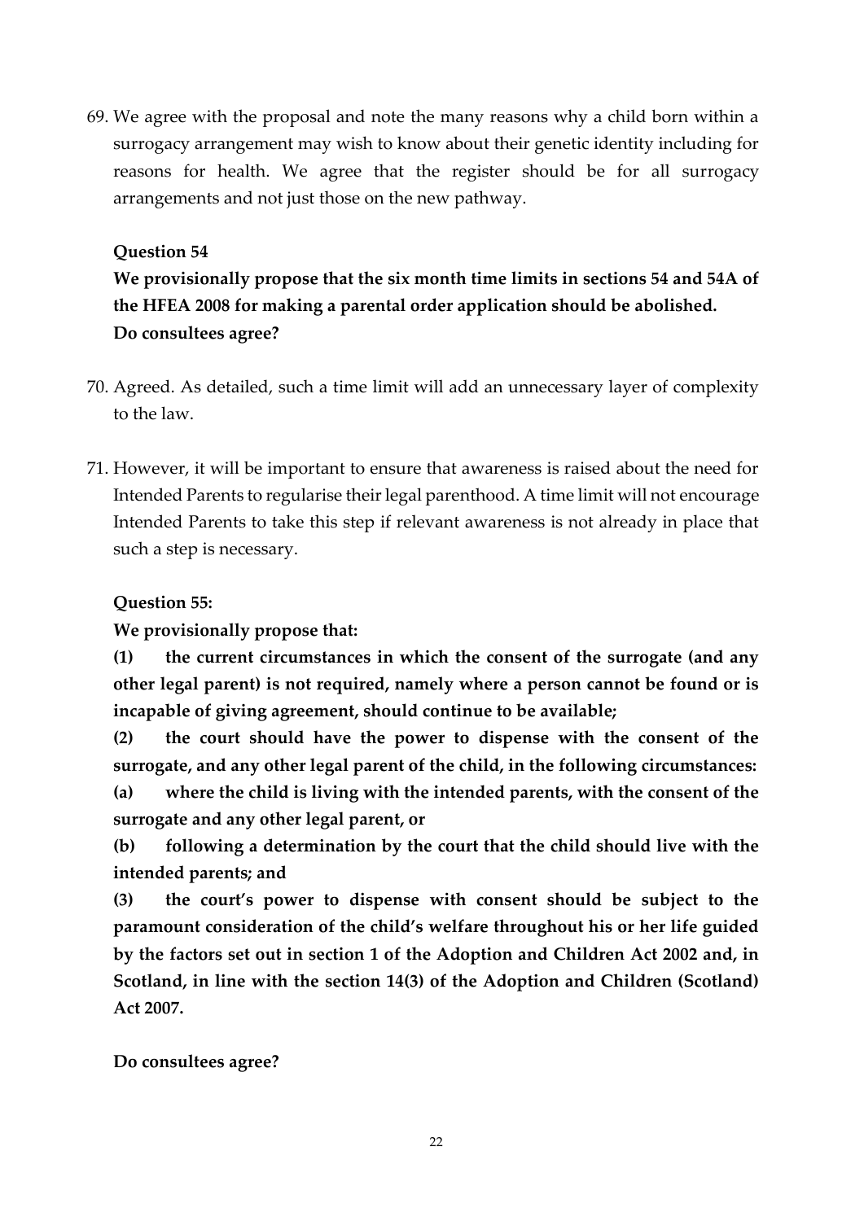69. We agree with the proposal and note the many reasons why a child born within a surrogacy arrangement may wish to know about their genetic identity including for reasons for health. We agree that the register should be for all surrogacy arrangements and not just those on the new pathway.

**Question 54**

**We provisionally propose that the six month time limits in sections 54 and 54A of the HFEA 2008 for making a parental order application should be abolished. Do consultees agree?**

70. Agreed. As detailed, such a time limit will add an unnecessary layer of complexity to the law.

71. However, it will be important to ensure that awareness is raised about the need for Intended Parents to regularise their legal parenthood. A time limit will not encourage Intended Parents to take this step if relevant awareness is not already in place that such a step is necessary.

**Question 55:**

**We provisionally propose that:**

**(1) the current circumstances in which the consent of the surrogate (and any other legal parent) is not required, namely where a person cannot be found or is incapable of giving agreement, should continue to be available;**

**(2) the court should have the power to dispense with the consent of the surrogate, and any other legal parent of the child, in the following circumstances:**

**(a) where the child is living with the intended parents, with the consent of the surrogate and any other legal parent, or**

**(b) following a determination by the court that the child should live with the intended parents; and**

**(3) the court's power to dispense with consent should be subject to the paramount consideration of the child's welfare throughout his or her life guided by the factors set out in section 1 of the Adoption and Children Act 2002 and, in Scotland, in line with the section 14(3) of the Adoption and Children (Scotland) Act 2007.**

**Do consultees agree?**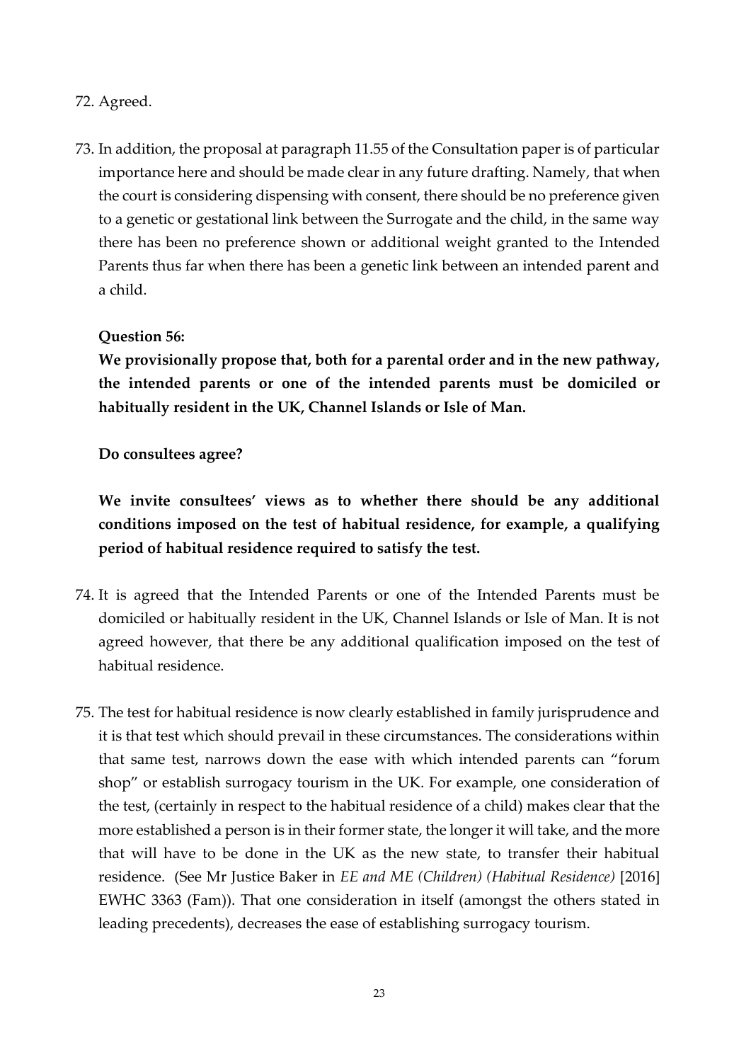72. Agreed.

73. In addition, the proposal at paragraph 11.55 of the Consultation paper is of particular importance here and should be made clear in any future drafting. Namely, that when the court is considering dispensing with consent, there should be no preference given to a genetic or gestational link between the Surrogate and the child, in the same way there has been no preference shown or additional weight granted to the Intended Parents thus far when there has been a genetic link between an intended parent and a child.

**Question 56:**

**We provisionally propose that, both for a parental order and in the new pathway, the intended parents or one of the intended parents must be domiciled or habitually resident in the UK, Channel Islands or Isle of Man.**

**Do consultees agree?**

**We invite consultees' views as to whether there should be any additional conditions imposed on the test of habitual residence, for example, a qualifying period of habitual residence required to satisfy the test.**

74. It is agreed that the Intended Parents or one of the Intended Parents must be domiciled or habitually resident in the UK, Channel Islands or Isle of Man. It is not agreed however, that there be any additional qualification imposed on the test of habitual residence.

75. The test for habitual residence is now clearly established in family jurisprudence and it is that test which should prevail in these circumstances. The considerations within that same test, narrows down the ease with which intended parents can "forum shop" or establish surrogacy tourism in the UK. For example, one consideration of the test, (certainly in respect to the habitual residence of a child) makes clear that the more established a person is in their former state, the longer it will take, and the more that will have to be done in the UK as the new state, to transfer their habitual residence. (See Mr Justice Baker in *EE and ME (Children) (Habitual Residence)* [2016] EWHC 3363 (Fam)). That one consideration in itself (amongst the others stated in leading precedents), decreases the ease of establishing surrogacy tourism.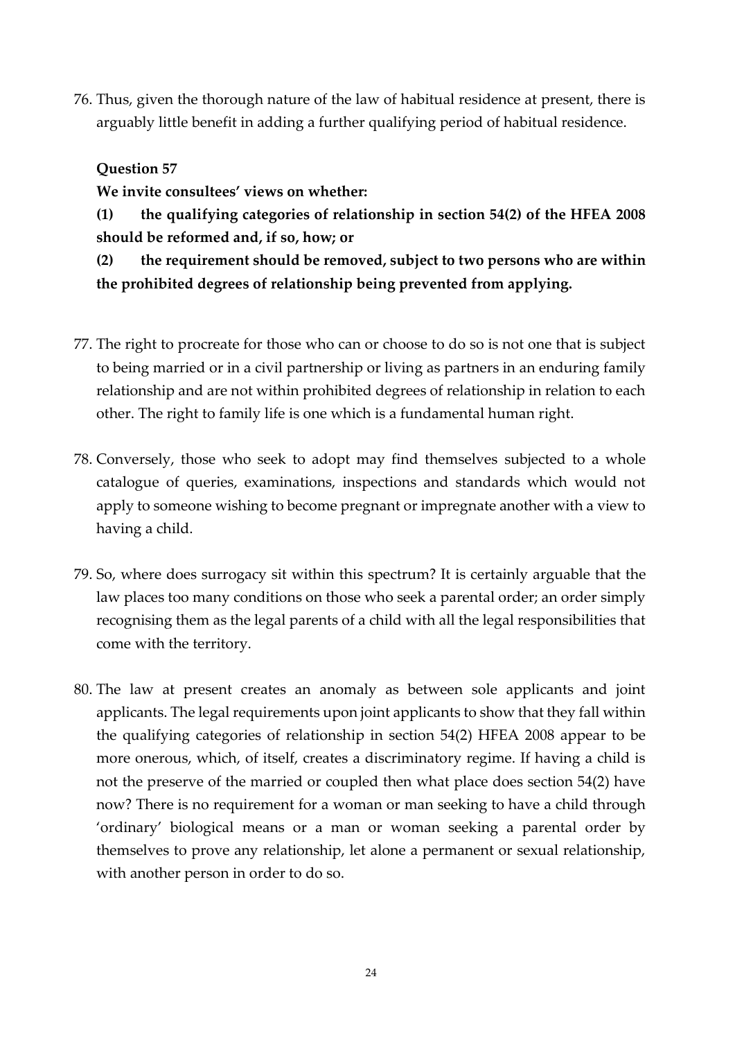76. Thus, given the thorough nature of the law of habitual residence at present, there is arguably little benefit in adding a further qualifying period of habitual residence.

**Question 57**

**We invite consultees' views on whether:**

**(1) the qualifying categories of relationship in section 54(2) of the HFEA 2008 should be reformed and, if so, how; or**

**(2) the requirement should be removed, subject to two persons who are within the prohibited degrees of relationship being prevented from applying.**

77. The right to procreate for those who can or choose to do so is not one that is subject to being married or in a civil partnership or living as partners in an enduring family relationship and are not within prohibited degrees of relationship in relation to each other. The right to family life is one which is a fundamental human right.

78. Conversely, those who seek to adopt may find themselves subjected to a whole catalogue of queries, examinations, inspections and standards which would not apply to someone wishing to become pregnant or impregnate another with a view to having a child.

79. So, where does surrogacy sit within this spectrum? It is certainly arguable that the law places too many conditions on those who seek a parental order; an order simply recognising them as the legal parents of a child with all the legal responsibilities that come with the territory.

80. The law at present creates an anomaly as between sole applicants and joint applicants. The legal requirements upon joint applicants to show that they fall within the qualifying categories of relationship in section 54(2) HFEA 2008 appear to be more onerous, which, of itself, creates a discriminatory regime. If having a child is not the preserve of the married or coupled then what place does section 54(2) have now? There is no requirement for a woman or man seeking to have a child through 'ordinary' biological means or a man or woman seeking a parental order by themselves to prove any relationship, let alone a permanent or sexual relationship, with another person in order to do so.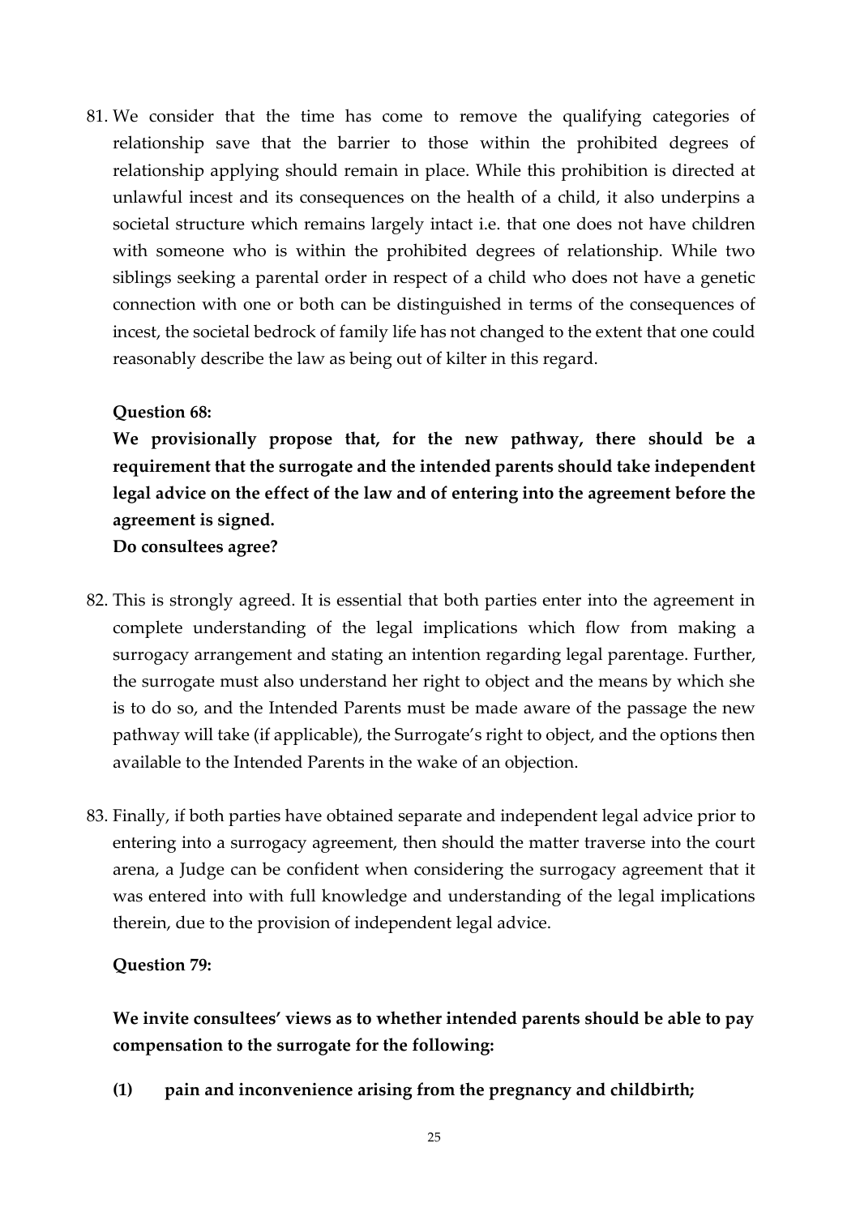81. We consider that the time has come to remove the qualifying categories of relationship save that the barrier to those within the prohibited degrees of relationship applying should remain in place. While this prohibition is directed at unlawful incest and its consequences on the health of a child, it also underpins a societal structure which remains largely intact i.e. that one does not have children with someone who is within the prohibited degrees of relationship. While two siblings seeking a parental order in respect of a child who does not have a genetic connection with one or both can be distinguished in terms of the consequences of incest, the societal bedrock of family life has not changed to the extent that one could reasonably describe the law as being out of kilter in this regard.

**Question 68:**

**We provisionally propose that, for the new pathway, there should be a requirement that the surrogate and the intended parents should take independent legal advice on the effect of the law and of entering into the agreement before the agreement is signed.**
**Do consultees agree?**

82. This is strongly agreed. It is essential that both parties enter into the agreement in complete understanding of the legal implications which flow from making a surrogacy arrangement and stating an intention regarding legal parentage. Further, the surrogate must also understand her right to object and the means by which she is to do so, and the Intended Parents must be made aware of the passage the new pathway will take (if applicable), the Surrogate's right to object, and the options then available to the Intended Parents in the wake of an objection.

83. Finally, if both parties have obtained separate and independent legal advice prior to entering into a surrogacy agreement, then should the matter traverse into the court arena, a Judge can be confident when considering the surrogacy agreement that it was entered into with full knowledge and understanding of the legal implications therein, due to the provision of independent legal advice.

**Question 79:**

**We invite consultees' views as to whether intended parents should be able to pay compensation to the surrogate for the following:**

**(1) pain and inconvenience arising from the pregnancy and childbirth;**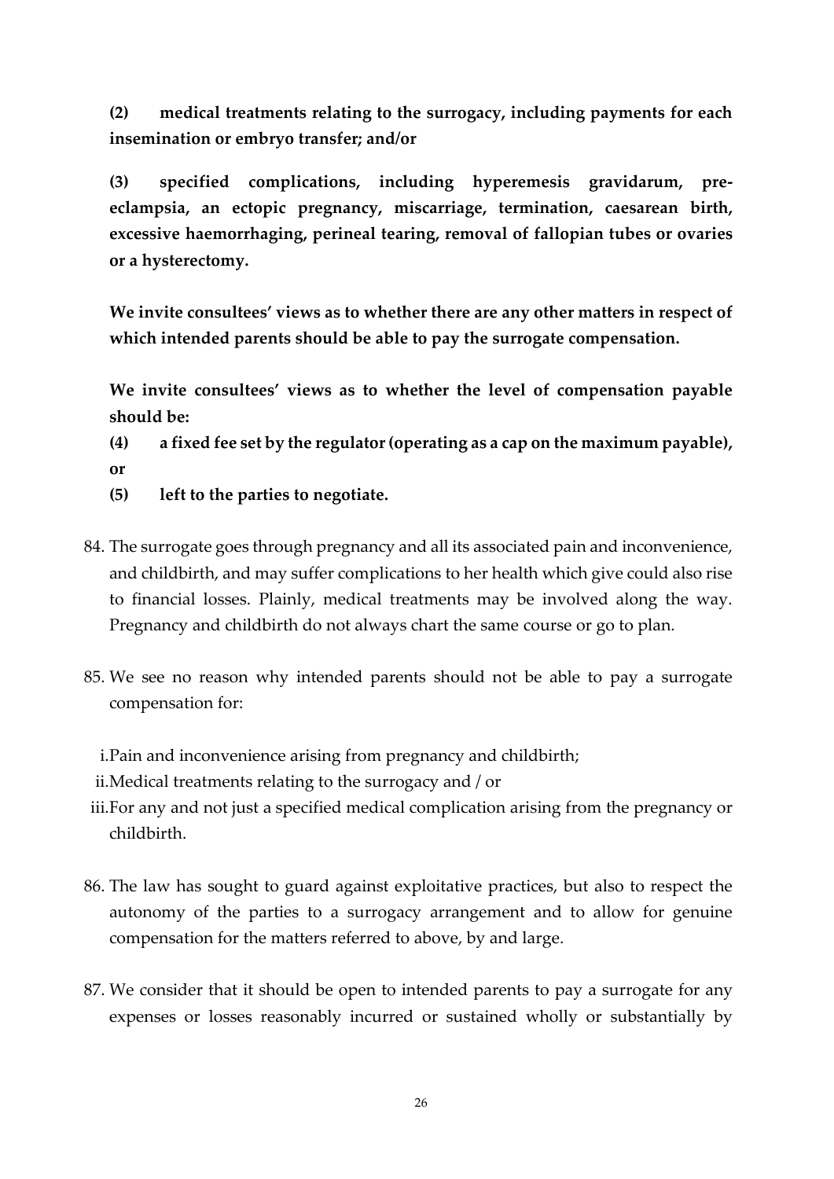**(2) medical treatments relating to the surrogacy, including payments for each insemination or embryo transfer; and/or**

**(3) specified complications, including hyperemesis gravidarum, pre-eclampsia, an ectopic pregnancy, miscarriage, termination, caesarean birth, excessive haemorrhaging, perineal tearing, removal of fallopian tubes or ovaries or a hysterectomy.**

**We invite consultees' views as to whether there are any other matters in respect of which intended parents should be able to pay the surrogate compensation.**

**We invite consultees' views as to whether the level of compensation payable should be:**

**(4) a fixed fee set by the regulator (operating as a cap on the maximum payable), or**

**(5) left to the parties to negotiate.**

84. The surrogate goes through pregnancy and all its associated pain and inconvenience, and childbirth, and may suffer complications to her health which give could also rise to financial losses. Plainly, medical treatments may be involved along the way. Pregnancy and childbirth do not always chart the same course or go to plan.

85. We see no reason why intended parents should not be able to pay a surrogate compensation for:

   i. Pain and inconvenience arising from pregnancy and childbirth;
   ii. Medical treatments relating to the surrogacy and / or
   iii. For any and not just a specified medical complication arising from the pregnancy or childbirth.

86. The law has sought to guard against exploitative practices, but also to respect the autonomy of the parties to a surrogacy arrangement and to allow for genuine compensation for the matters referred to above, by and large.

87. We consider that it should be open to intended parents to pay a surrogate for any expenses or losses reasonably incurred or sustained wholly or substantially by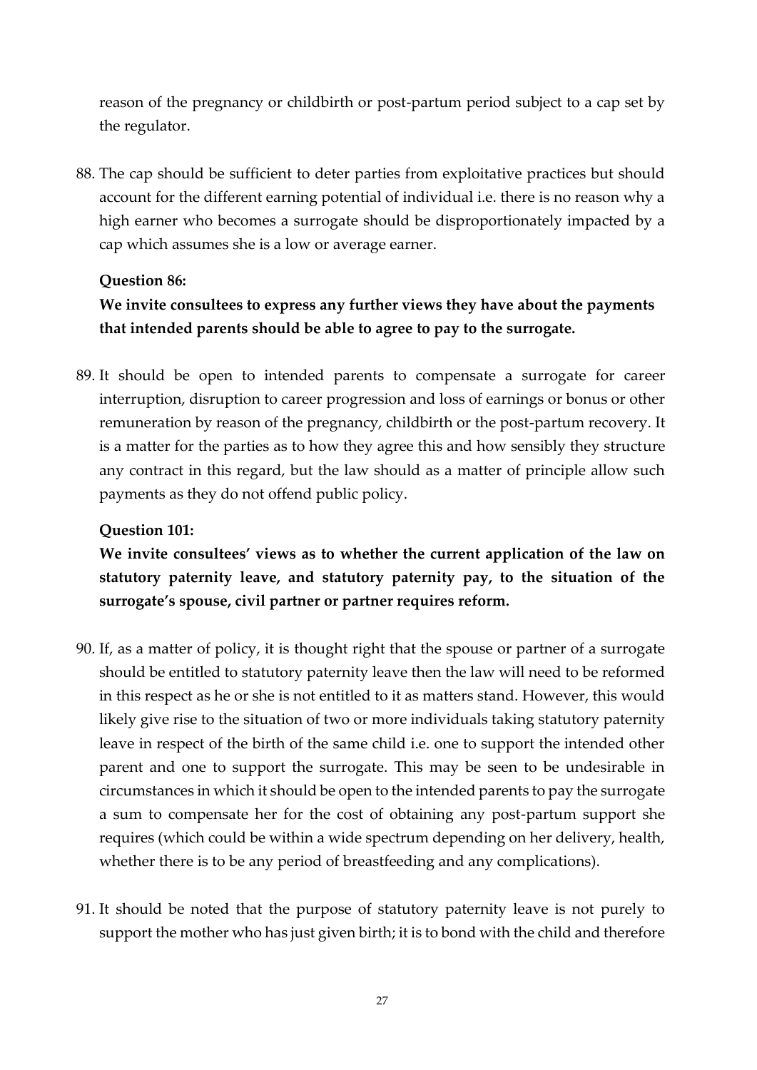reason of the pregnancy or childbirth or post-partum period subject to a cap set by the regulator.

88. The cap should be sufficient to deter parties from exploitative practices but should account for the different earning potential of individual i.e. there is no reason why a high earner who becomes a surrogate should be disproportionately impacted by a cap which assumes she is a low or average earner.

**Question 86:**

**We invite consultees to express any further views they have about the payments that intended parents should be able to agree to pay to the surrogate.**

89. It should be open to intended parents to compensate a surrogate for career interruption, disruption to career progression and loss of earnings or bonus or other remuneration by reason of the pregnancy, childbirth or the post-partum recovery. It is a matter for the parties as to how they agree this and how sensibly they structure any contract in this regard, but the law should as a matter of principle allow such payments as they do not offend public policy.

**Question 101:**

**We invite consultees' views as to whether the current application of the law on statutory paternity leave, and statutory paternity pay, to the situation of the surrogate's spouse, civil partner or partner requires reform.**

90. If, as a matter of policy, it is thought right that the spouse or partner of a surrogate should be entitled to statutory paternity leave then the law will need to be reformed in this respect as he or she is not entitled to it as matters stand. However, this would likely give rise to the situation of two or more individuals taking statutory paternity leave in respect of the birth of the same child i.e. one to support the intended other parent and one to support the surrogate. This may be seen to be undesirable in circumstances in which it should be open to the intended parents to pay the surrogate a sum to compensate her for the cost of obtaining any post-partum support she requires (which could be within a wide spectrum depending on her delivery, health, whether there is to be any period of breastfeeding and any complications).

91. It should be noted that the purpose of statutory paternity leave is not purely to support the mother who has just given birth; it is to bond with the child and therefore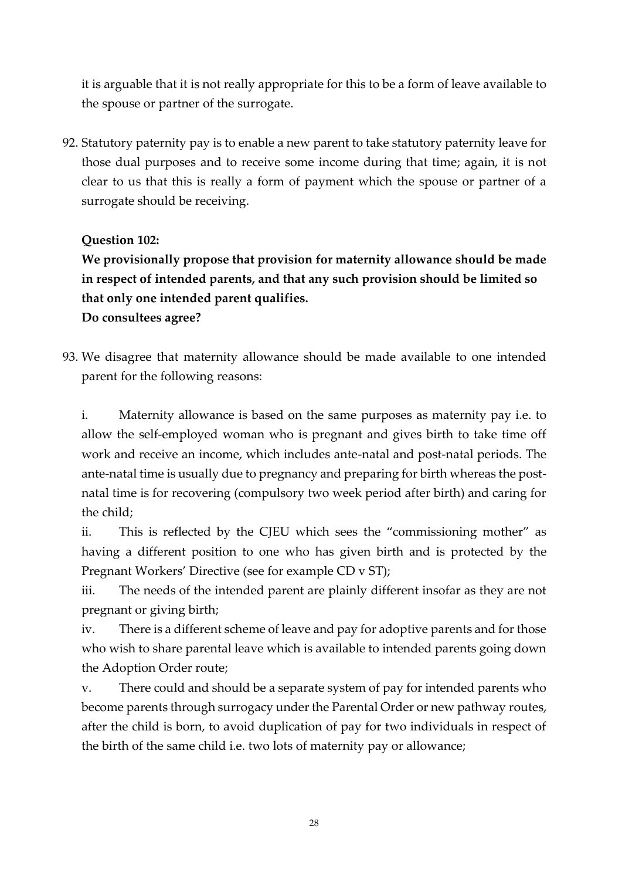it is arguable that it is not really appropriate for this to be a form of leave available to the spouse or partner of the surrogate.

92. Statutory paternity pay is to enable a new parent to take statutory paternity leave for those dual purposes and to receive some income during that time; again, it is not clear to us that this is really a form of payment which the spouse or partner of a surrogate should be receiving.

**Question 102:**

**We provisionally propose that provision for maternity allowance should be made in respect of intended parents, and that any such provision should be limited so that only one intended parent qualifies.**

**Do consultees agree?**

93. We disagree that maternity allowance should be made available to one intended parent for the following reasons:

    i. Maternity allowance is based on the same purposes as maternity pay i.e. to allow the self-employed woman who is pregnant and gives birth to take time off work and receive an income, which includes ante-natal and post-natal periods. The ante-natal time is usually due to pregnancy and preparing for birth whereas the post-natal time is for recovering (compulsory two week period after birth) and caring for the child;

    ii. This is reflected by the CJEU which sees the "commissioning mother" as having a different position to one who has given birth and is protected by the Pregnant Workers' Directive (see for example CD v ST);

    iii. The needs of the intended parent are plainly different insofar as they are not pregnant or giving birth;

    iv. There is a different scheme of leave and pay for adoptive parents and for those who wish to share parental leave which is available to intended parents going down the Adoption Order route;

    v. There could and should be a separate system of pay for intended parents who become parents through surrogacy under the Parental Order or new pathway routes, after the child is born, to avoid duplication of pay for two individuals in respect of the birth of the same child i.e. two lots of maternity pay or allowance;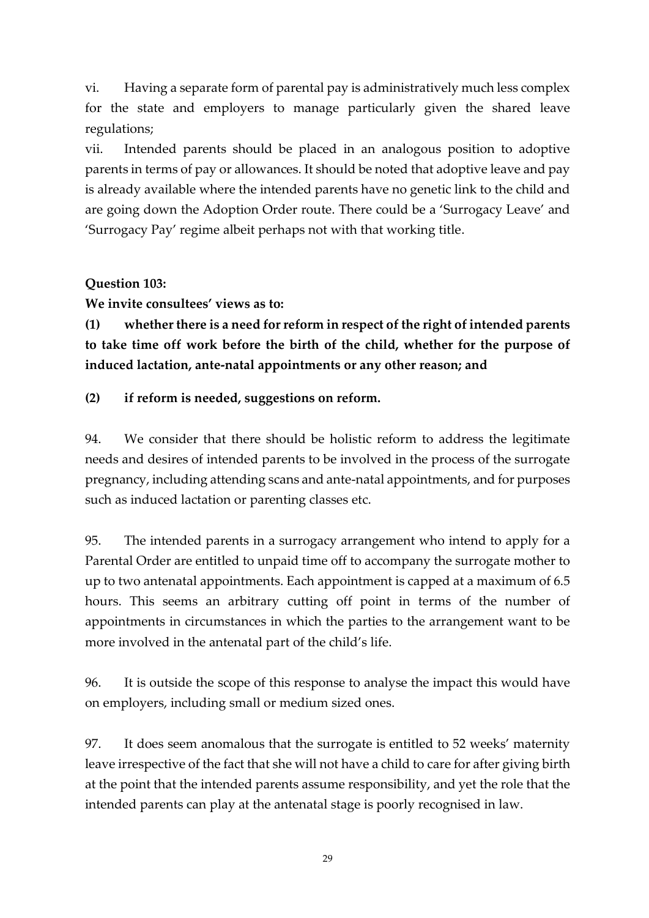vi. Having a separate form of parental pay is administratively much less complex for the state and employers to manage particularly given the shared leave regulations;

vii. Intended parents should be placed in an analogous position to adoptive parents in terms of pay or allowances. It should be noted that adoptive leave and pay is already available where the intended parents have no genetic link to the child and are going down the Adoption Order route. There could be a 'Surrogacy Leave' and 'Surrogacy Pay' regime albeit perhaps not with that working title.

**Question 103:**

**We invite consultees' views as to:**

**(1) whether there is a need for reform in respect of the right of intended parents to take time off work before the birth of the child, whether for the purpose of induced lactation, ante-natal appointments or any other reason; and**

**(2) if reform is needed, suggestions on reform.**

94. We consider that there should be holistic reform to address the legitimate needs and desires of intended parents to be involved in the process of the surrogate pregnancy, including attending scans and ante-natal appointments, and for purposes such as induced lactation or parenting classes etc.

95. The intended parents in a surrogacy arrangement who intend to apply for a Parental Order are entitled to unpaid time off to accompany the surrogate mother to up to two antenatal appointments. Each appointment is capped at a maximum of 6.5 hours. This seems an arbitrary cutting off point in terms of the number of appointments in circumstances in which the parties to the arrangement want to be more involved in the antenatal part of the child's life.

96. It is outside the scope of this response to analyse the impact this would have on employers, including small or medium sized ones.

97. It does seem anomalous that the surrogate is entitled to 52 weeks' maternity leave irrespective of the fact that she will not have a child to care for after giving birth at the point that the intended parents assume responsibility, and yet the role that the intended parents can play at the antenatal stage is poorly recognised in law.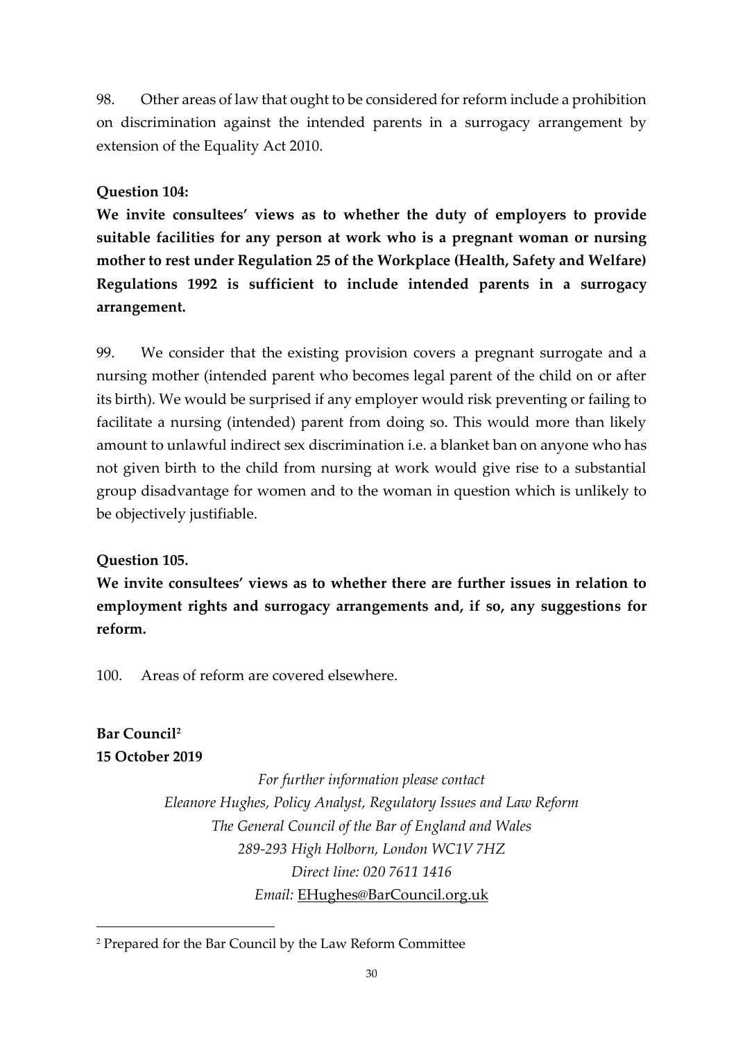98. Other areas of law that ought to be considered for reform include a prohibition on discrimination against the intended parents in a surrogacy arrangement by extension of the Equality Act 2010.

**Question 104:**

**We invite consultees' views as to whether the duty of employers to provide suitable facilities for any person at work who is a pregnant woman or nursing mother to rest under Regulation 25 of the Workplace (Health, Safety and Welfare) Regulations 1992 is sufficient to include intended parents in a surrogacy arrangement.**

99. We consider that the existing provision covers a pregnant surrogate and a nursing mother (intended parent who becomes legal parent of the child on or after its birth). We would be surprised if any employer would risk preventing or failing to facilitate a nursing (intended) parent from doing so. This would more than likely amount to unlawful indirect sex discrimination i.e. a blanket ban on anyone who has not given birth to the child from nursing at work would give rise to a substantial group disadvantage for women and to the woman in question which is unlikely to be objectively justifiable.

**Question 105.**

**We invite consultees' views as to whether there are further issues in relation to employment rights and surrogacy arrangements and, if so, any suggestions for reform.**

100. Areas of reform are covered elsewhere.

**Bar Council[2]**
**15 October 2019**

*For further information please contact*
*Eleanore Hughes, Policy Analyst, Regulatory Issues and Law Reform*
*The General Council of the Bar of England and Wales*
*289-293 High Holborn, London WC1V 7HZ*
*Direct line: 020 7611 1416*
*Email:* EHughes@BarCouncil.org.uk

[2] Prepared for the Bar Council by the Law Reform Committee